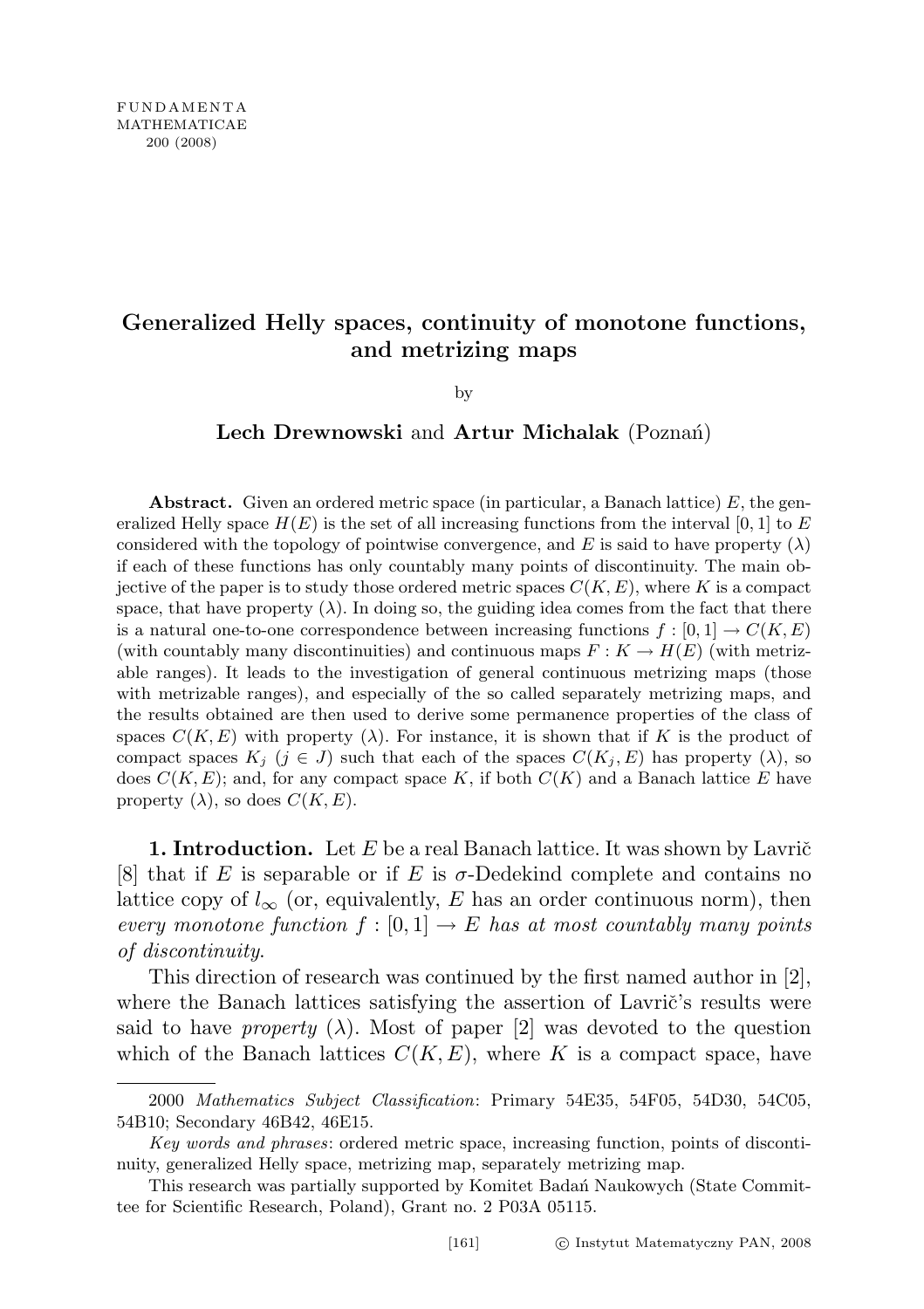# Generalized Helly spaces, continuity of monotone functions, and metrizing maps

by

**Lech Drewnowski** and **Artur Michalak** (Poznań)

**Abstract.** Given an ordered metric space (in particular, a Banach lattice) $E$, the generalized Helly space $H(E)$ is the set of all increasing functions from the interval $[0,1]$ to $E$ considered with the topology of pointwise convergence, and $E$ is said to have property $(\lambda)$ if each of these functions has only countably many points of discontinuity. The main objective of the paper is to study those ordered metric spaces $C(K,E)$, where $K$ is a compact space, that have property $(\lambda)$. In doing so, the guiding idea comes from the fact that there is a natural one-to-one correspondence between increasing functions $f:[0,1]\to C(K,E)$ (with countably many discontinuities) and continuous maps $F: K\to H(E)$ (with metrizable ranges). It leads to the investigation of general continuous metrizing maps (those with metrizable ranges), and especially of the so called separately metrizing maps, and the results obtained are then used to derive some permanence properties of the class of spaces $C(K,E)$ with property $(\lambda)$. For instance, it is shown that if $K$ is the product of compact spaces $K_j$ ($j\in J$) such that each of the spaces $C(K_j,E)$ has property $(\lambda)$, so does $C(K,E)$; and, for any compact space $K$, if both $C(K)$ and a Banach lattice $E$ have property $(\lambda)$, so does $C(K,E)$.

**1. Introduction.** Let $E$ be a real Banach lattice. It was shown by Lavrič [8] that if $E$ is separable or if $E$ is $\sigma$-Dedekind complete and contains no lattice copy of $l_\infty$ (or, equivalently, $E$ has an order continuous norm), then *every monotone function $f:[0,1]\to E$ has at most countably many points of discontinuity*.

This direction of research was continued by the first named author in [2], where the Banach lattices satisfying the assertion of Lavrič's results were said to have *property* $(\lambda)$. Most of paper [2] was devoted to the question which of the Banach lattices $C(K,E)$, where $K$ is a compact space, have

---

2000 *Mathematics Subject Classification*: Primary 54E35, 54F05, 54D30, 54C05, 54B10; Secondary 46B42, 46E15.

*Key words and phrases*: ordered metric space, increasing function, points of discontinuity, generalized Helly space, metrizing map, separately metrizing map.

This research was partially supported by Komitet Badań Naukowych (State Committee for Scientific Research, Poland), Grant no. 2 P03A 05115.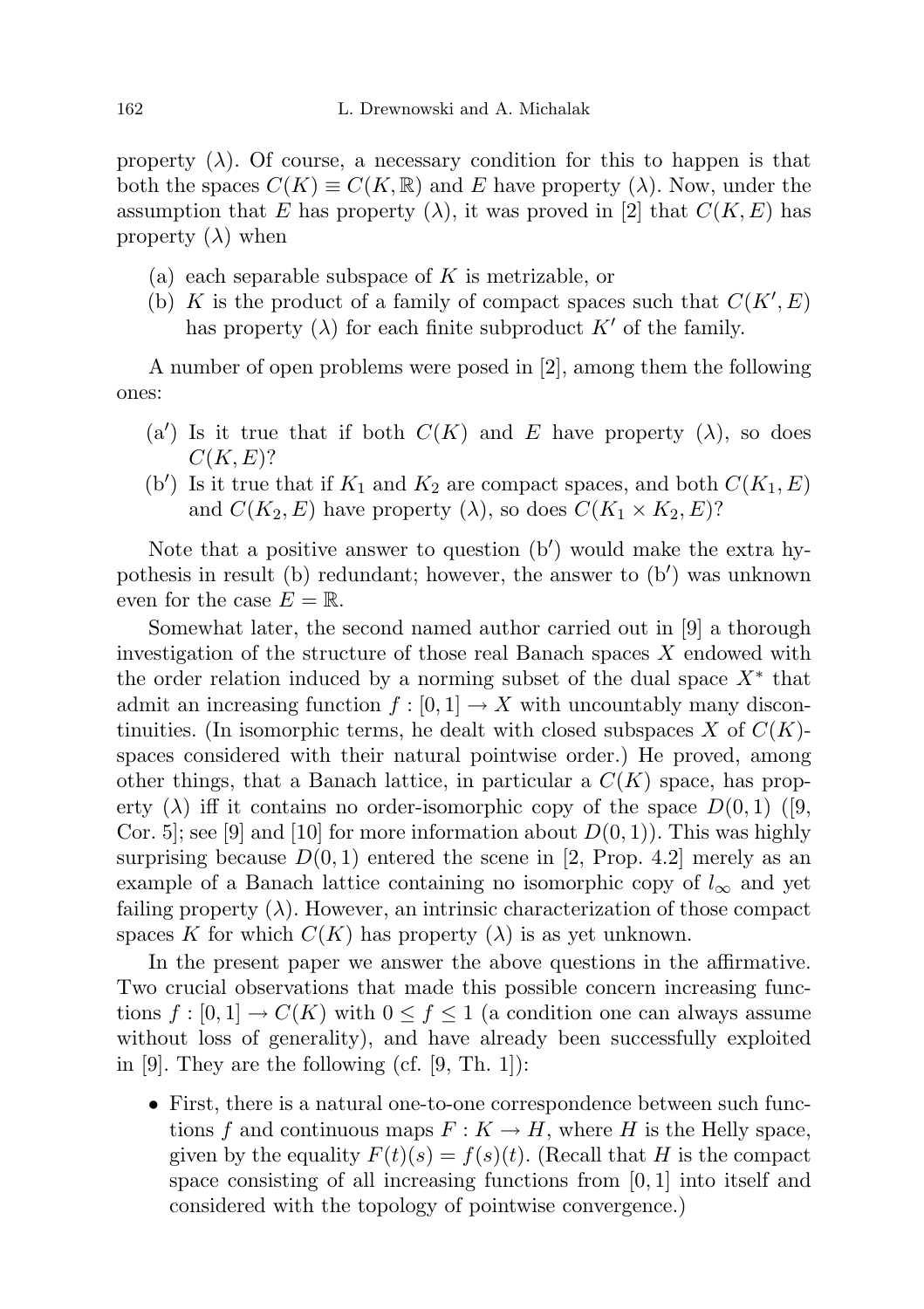property $(\lambda)$. Of course, a necessary condition for this to happen is that both the spaces $C(K) \equiv C(K, \mathbb{R})$ and $E$ have property $(\lambda)$. Now, under the assumption that $E$ has property $(\lambda)$, it was proved in [2] that $C(K, E)$ has property $(\lambda)$ when

- (a) each separable subspace of $K$ is metrizable, or
- (b) $K$ is the product of a family of compact spaces such that $C(K', E)$ has property $(\lambda)$ for each finite subproduct $K'$ of the family.

A number of open problems were posed in [2], among them the following ones:

- (a′) Is it true that if both $C(K)$ and $E$ have property $(\lambda)$, so does $C(K, E)$?
- (b′) Is it true that if $K_1$ and $K_2$ are compact spaces, and both $C(K_1, E)$ and $C(K_2, E)$ have property $(\lambda)$, so does $C(K_1 \times K_2, E)$?

Note that a positive answer to question (b′) would make the extra hypothesis in result (b) redundant; however, the answer to (b′) was unknown even for the case $E = \mathbb{R}$.

Somewhat later, the second named author carried out in [9] a thorough investigation of the structure of those real Banach spaces $X$ endowed with the order relation induced by a norming subset of the dual space $X^*$ that admit an increasing function $f : [0, 1] \to X$ with uncountably many discontinuities. (In isomorphic terms, he dealt with closed subspaces $X$ of $C(K)$-spaces considered with their natural pointwise order.) He proved, among other things, that a Banach lattice, in particular a $C(K)$ space, has property $(\lambda)$ iff it contains no order-isomorphic copy of the space $D(0, 1)$ ([9, Cor. 5]; see [9] and [10] for more information about $D(0, 1)$). This was highly surprising because $D(0, 1)$ entered the scene in [2, Prop. 4.2] merely as an example of a Banach lattice containing no isomorphic copy of $l_\infty$ and yet failing property $(\lambda)$. However, an intrinsic characterization of those compact spaces $K$ for which $C(K)$ has property $(\lambda)$ is as yet unknown.

In the present paper we answer the above questions in the affirmative. Two crucial observations that made this possible concern increasing functions $f : [0, 1] \to C(K)$ with $0 \le f \le 1$ (a condition one can always assume without loss of generality), and have already been successfully exploited in [9]. They are the following (cf. [9, Th. 1]):

- First, there is a natural one-to-one correspondence between such functions $f$ and continuous maps $F : K \to H$, where $H$ is the Helly space, given by the equality $F(t)(s) = f(s)(t)$. (Recall that $H$ is the compact space consisting of all increasing functions from $[0, 1]$ into itself and considered with the topology of pointwise convergence.)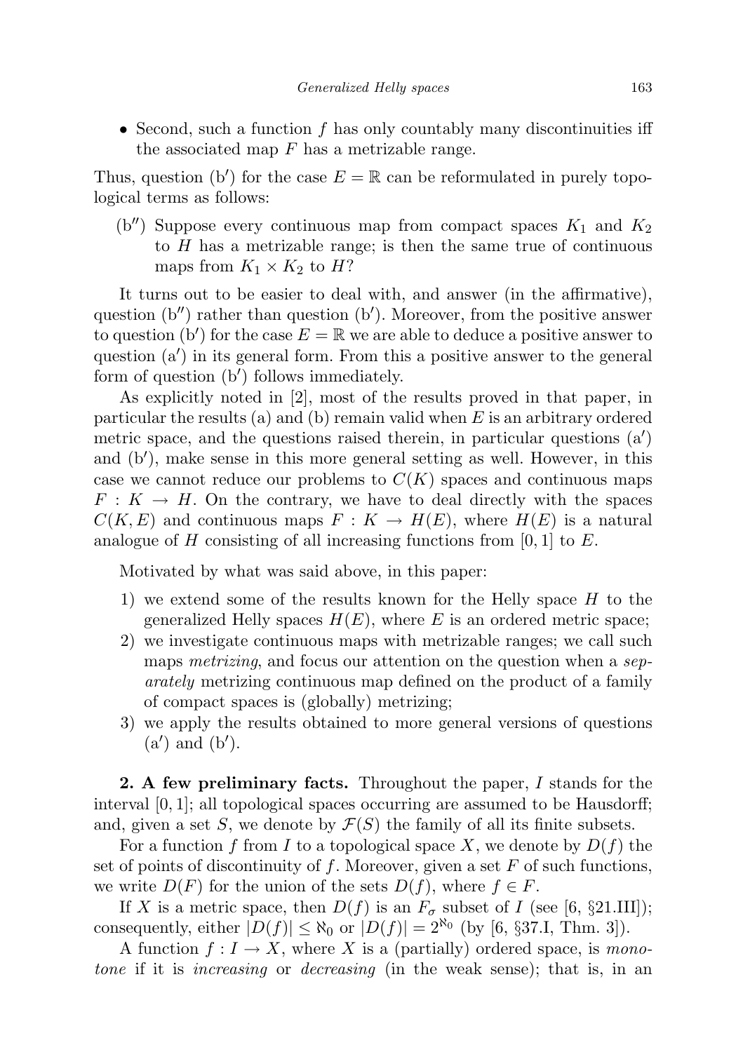- Second, such a function $f$ has only countably many discontinuities iff the associated map $F$ has a metrizable range.

Thus, question (b′) for the case $E = \mathbb{R}$ can be reformulated in purely topological terms as follows:

(b″) Suppose every continuous map from compact spaces $K_1$ and $K_2$ to $H$ has a metrizable range; is then the same true of continuous maps from $K_1 \times K_2$ to $H$?

It turns out to be easier to deal with, and answer (in the affirmative), question (b″) rather than question (b′). Moreover, from the positive answer to question (b′) for the case $E = \mathbb{R}$ we are able to deduce a positive answer to question (a′) in its general form. From this a positive answer to the general form of question (b′) follows immediately.

As explicitly noted in [2], most of the results proved in that paper, in particular the results (a) and (b) remain valid when $E$ is an arbitrary ordered metric space, and the questions raised therein, in particular questions (a′) and (b′), make sense in this more general setting as well. However, in this case we cannot reduce our problems to $C(K)$ spaces and continuous maps $F : K \to H$. On the contrary, we have to deal directly with the spaces $C(K, E)$ and continuous maps $F : K \to H(E)$, where $H(E)$ is a natural analogue of $H$ consisting of all increasing functions from $[0, 1]$ to $E$.

Motivated by what was said above, in this paper:

1) we extend some of the results known for the Helly space $H$ to the generalized Helly spaces $H(E)$, where $E$ is an ordered metric space;
2) we investigate continuous maps with metrizable ranges; we call such maps *metrizing*, and focus our attention on the question when a *separately* metrizing continuous map defined on the product of a family of compact spaces is (globally) metrizing;
3) we apply the results obtained to more general versions of questions (a′) and (b′).

**2. A few preliminary facts.** Throughout the paper, $I$ stands for the interval $[0, 1]$; all topological spaces occurring are assumed to be Hausdorff; and, given a set $S$, we denote by $\mathcal{F}(S)$ the family of all its finite subsets.

For a function $f$ from $I$ to a topological space $X$, we denote by $D(f)$ the set of points of discontinuity of $f$. Moreover, given a set $F$ of such functions, we write $D(F)$ for the union of the sets $D(f)$, where $f \in F$.

If $X$ is a metric space, then $D(f)$ is an $F_\sigma$ subset of $I$ (see [6, §21.III]); consequently, either $|D(f)| \le \aleph_0$ or $|D(f)| = 2^{\aleph_0}$ (by [6, §37.I, Thm. 3]).

A function $f : I \to X$, where $X$ is a (partially) ordered space, is *monotone* if it is *increasing* or *decreasing* (in the weak sense); that is, in an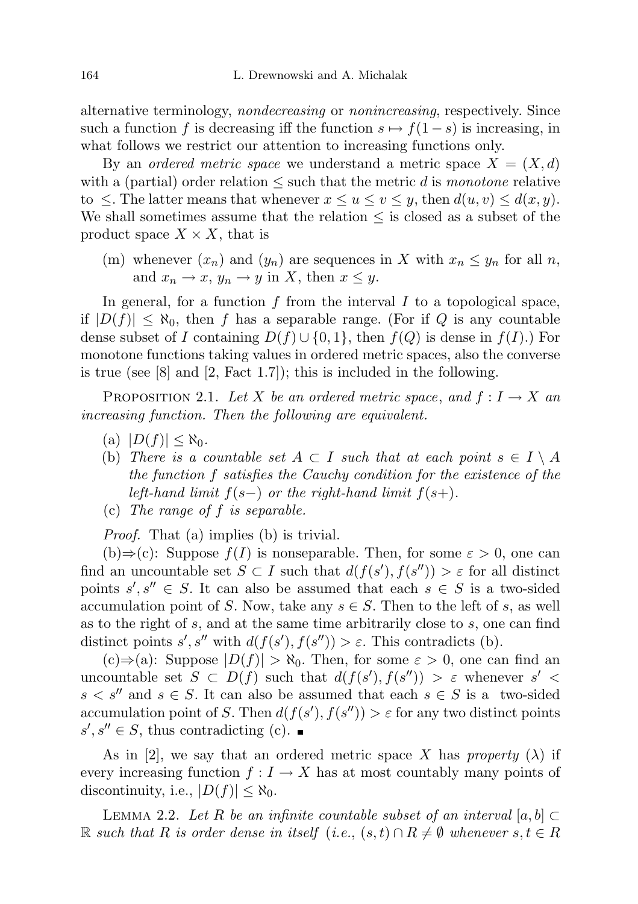alternative terminology, *nondecreasing* or *nonincreasing*, respectively. Since such a function $f$ is decreasing iff the function $s \mapsto f(1-s)$ is increasing, in what follows we restrict our attention to increasing functions only.

By an *ordered metric space* we understand a metric space $X = (X, d)$ with a (partial) order relation $\leq$ such that the metric $d$ is *monotone* relative to $\leq$. The latter means that whenever $x \leq u \leq v \leq y$, then $d(u, v) \leq d(x, y)$. We shall sometimes assume that the relation $\leq$ is closed as a subset of the product space $X \times X$, that is

(m) whenever $(x_n)$ and $(y_n)$ are sequences in $X$ with $x_n \leq y_n$ for all $n$, and $x_n \to x$, $y_n \to y$ in $X$, then $x \leq y$.

In general, for a function $f$ from the interval $I$ to a topological space, if $|D(f)| \leq \aleph_0$, then $f$ has a separable range. (For if $Q$ is any countable dense subset of $I$ containing $D(f) \cup \{0, 1\}$, then $f(Q)$ is dense in $f(I)$.) For monotone functions taking values in ordered metric spaces, also the converse is true (see [8] and [2, Fact 1.7]); this is included in the following.

Proposition 2.1. *Let $X$ be an ordered metric space, and $f : I \to X$ an increasing function. Then the following are equivalent.*

(a) $|D(f)| \leq \aleph_0$.

(b) *There is a countable set $A \subset I$ such that at each point $s \in I \setminus A$ the function $f$ satisfies the Cauchy condition for the existence of the left-hand limit $f(s-)$ or the right-hand limit $f(s+)$.*

(c) *The range of $f$ is separable.*

*Proof.* That (a) implies (b) is trivial.

(b)⇒(c): Suppose $f(I)$ is nonseparable. Then, for some $\varepsilon > 0$, one can find an uncountable set $S \subset I$ such that $d(f(s'), f(s'')) > \varepsilon$ for all distinct points $s', s'' \in S$. It can also be assumed that each $s \in S$ is a two-sided accumulation point of $S$. Now, take any $s \in S$. Then to the left of $s$, as well as to the right of $s$, and at the same time arbitrarily close to $s$, one can find distinct points $s', s''$ with $d(f(s'), f(s'')) > \varepsilon$. This contradicts (b).

(c)⇒(a): Suppose $|D(f)| > \aleph_0$. Then, for some $\varepsilon > 0$, one can find an uncountable set $S \subset D(f)$ such that $d(f(s'), f(s'')) > \varepsilon$ whenever $s' < s < s''$ and $s \in S$. It can also be assumed that each $s \in S$ is a two-sided accumulation point of $S$. Then $d(f(s'), f(s'')) > \varepsilon$ for any two distinct points $s', s'' \in S$, thus contradicting (c). ∎

As in [2], we say that an ordered metric space $X$ has *property* $(\lambda)$ if every increasing function $f : I \to X$ has at most countably many points of discontinuity, i.e., $|D(f)| \leq \aleph_0$.

Lemma 2.2. *Let $R$ be an infinite countable subset of an interval $[a, b] \subset \mathbb{R}$ such that $R$ is order dense in itself (i.e., $(s, t) \cap R \neq \emptyset$ whenever $s, t \in R$*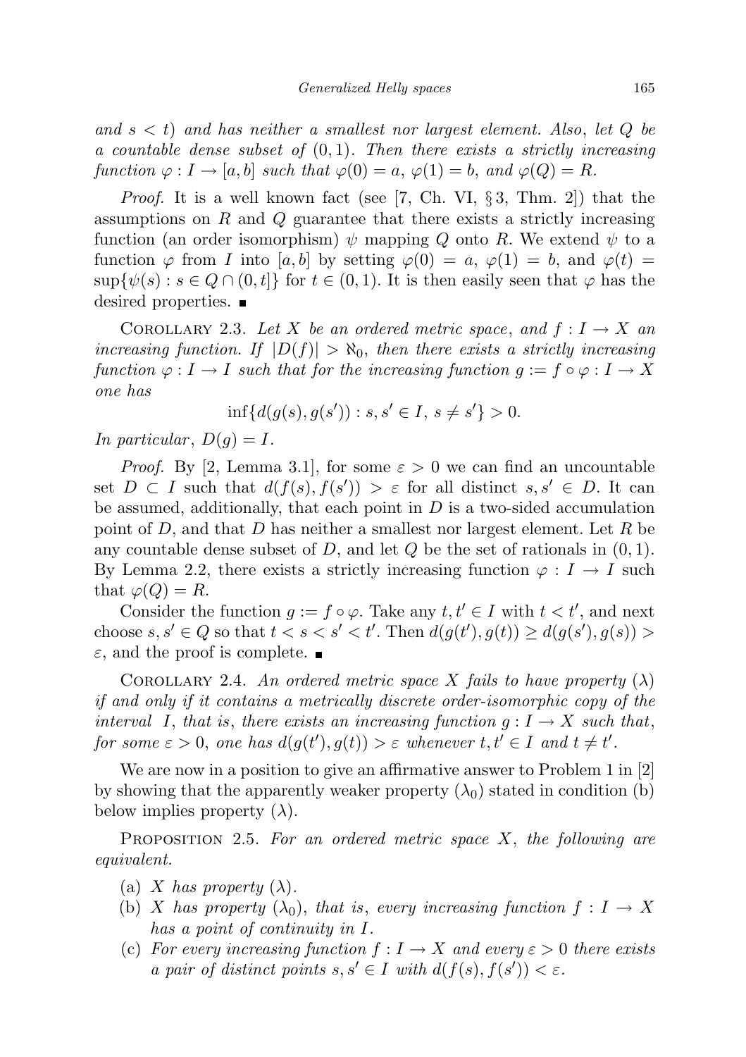*and $s < t$) and has neither a smallest nor largest element. Also, let $Q$ be a countable dense subset of $(0,1)$. Then there exists a strictly increasing function $\varphi : I \to [a,b]$ such that $\varphi(0) = a$, $\varphi(1) = b$, and $\varphi(Q) = R$.*

*Proof.* It is a well known fact (see [7, Ch. VI, § 3, Thm. 2]) that the assumptions on $R$ and $Q$ guarantee that there exists a strictly increasing function (an order isomorphism) $\psi$ mapping $Q$ onto $R$. We extend $\psi$ to a function $\varphi$ from $I$ into $[a,b]$ by setting $\varphi(0) = a$, $\varphi(1) = b$, and $\varphi(t) = \sup\{\psi(s) : s \in Q \cap (0,t]\}$ for $t \in (0,1)$. It is then easily seen that $\varphi$ has the desired properties. ∎

Corollary 2.3. *Let $X$ be an ordered metric space, and $f : I \to X$ an increasing function. If $|D(f)| > \aleph_0$, then there exists a strictly increasing function $\varphi : I \to I$ such that for the increasing function $g := f \circ \varphi : I \to X$ one has*

$$\inf\{d(g(s), g(s')) : s, s' \in I,\ s \neq s'\} > 0.$$

*In particular, $D(g) = I$.*

*Proof.* By [2, Lemma 3.1], for some $\varepsilon > 0$ we can find an uncountable set $D \subset I$ such that $d(f(s), f(s')) > \varepsilon$ for all distinct $s, s' \in D$. It can be assumed, additionally, that each point in $D$ is a two-sided accumulation point of $D$, and that $D$ has neither a smallest nor largest element. Let $R$ be any countable dense subset of $D$, and let $Q$ be the set of rationals in $(0,1)$. By Lemma 2.2, there exists a strictly increasing function $\varphi : I \to I$ such that $\varphi(Q) = R$.

Consider the function $g := f \circ \varphi$. Take any $t, t' \in I$ with $t < t'$, and next choose $s, s' \in Q$ so that $t < s < s' < t'$. Then $d(g(t'), g(t)) \geq d(g(s'), g(s)) > \varepsilon$, and the proof is complete. ∎

Corollary 2.4. *An ordered metric space $X$ fails to have property $(\lambda)$ if and only if it contains a metrically discrete order-isomorphic copy of the interval $I$, that is, there exists an increasing function $g : I \to X$ such that, for some $\varepsilon > 0$, one has $d(g(t'), g(t)) > \varepsilon$ whenever $t, t' \in I$ and $t \neq t'$.*

We are now in a position to give an affirmative answer to Problem 1 in [2] by showing that the apparently weaker property $(\lambda_0)$ stated in condition (b) below implies property $(\lambda)$.

Proposition 2.5. *For an ordered metric space $X$, the following are equivalent.*

- (a) *$X$ has property $(\lambda)$.*
- (b) *$X$ has property $(\lambda_0)$, that is, every increasing function $f : I \to X$ has a point of continuity in $I$.*
- (c) *For every increasing function $f : I \to X$ and every $\varepsilon > 0$ there exists a pair of distinct points $s, s' \in I$ with $d(f(s), f(s')) < \varepsilon$.*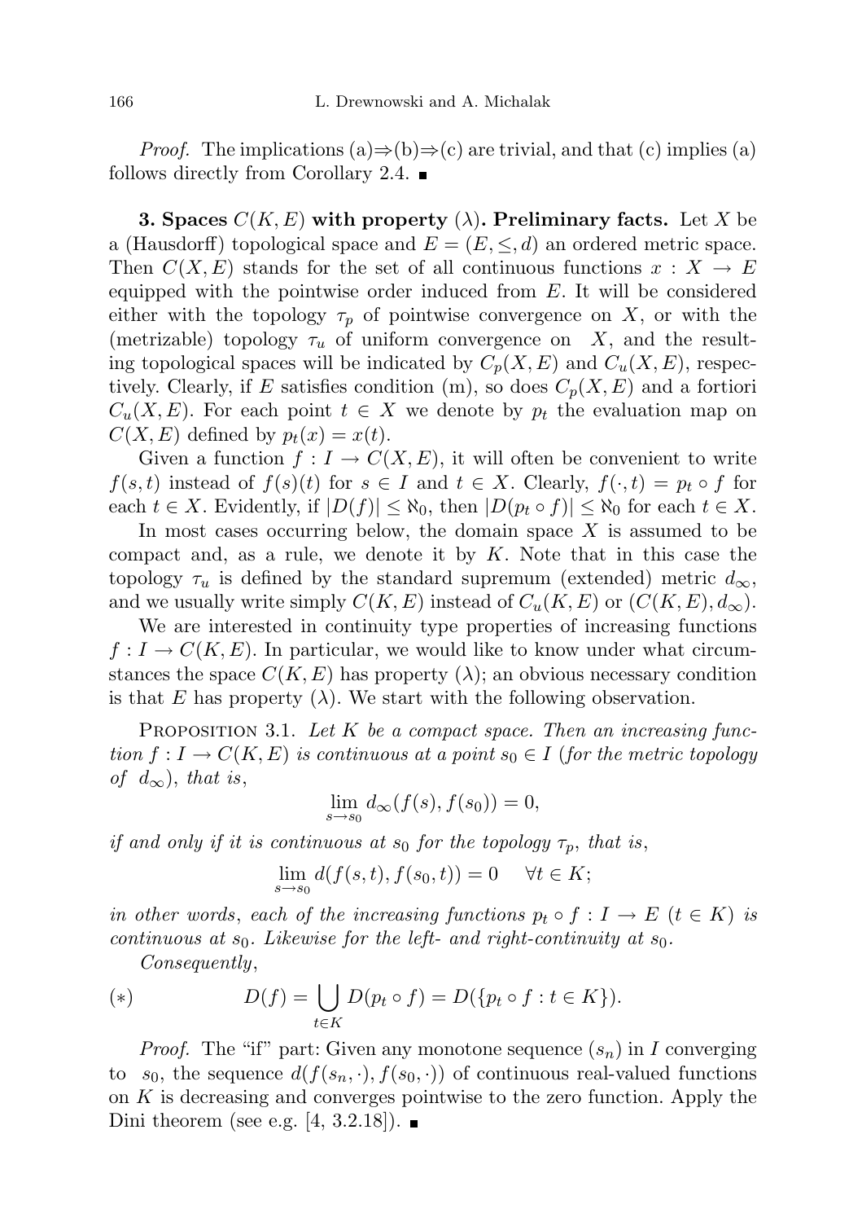*Proof.* The implications (a)⇒(b)⇒(c) are trivial, and that (c) implies (a) follows directly from Corollary 2.4. ■

**3. Spaces $C(K, E)$ with property ($\lambda$). Preliminary facts.** Let $X$ be a (Hausdorff) topological space and $E = (E, \leq, d)$ an ordered metric space. Then $C(X, E)$ stands for the set of all continuous functions $x : X \to E$ equipped with the pointwise order induced from $E$. It will be considered either with the topology $\tau_p$ of pointwise convergence on $X$, or with the (metrizable) topology $\tau_u$ of uniform convergence on $X$, and the resulting topological spaces will be indicated by $C_p(X, E)$ and $C_u(X, E)$, respectively. Clearly, if $E$ satisfies condition (m), so does $C_p(X, E)$ and a fortiori $C_u(X, E)$. For each point $t \in X$ we denote by $p_t$ the evaluation map on $C(X, E)$ defined by $p_t(x) = x(t)$.

Given a function $f : I \to C(X, E)$, it will often be convenient to write $f(s, t)$ instead of $f(s)(t)$ for $s \in I$ and $t \in X$. Clearly, $f(\cdot, t) = p_t \circ f$ for each $t \in X$. Evidently, if $|D(f)| \leq \aleph_0$, then $|D(p_t \circ f)| \leq \aleph_0$ for each $t \in X$.

In most cases occurring below, the domain space $X$ is assumed to be compact and, as a rule, we denote it by $K$. Note that in this case the topology $\tau_u$ is defined by the standard supremum (extended) metric $d_\infty$, and we usually write simply $C(K, E)$ instead of $C_u(K, E)$ or $(C(K, E), d_\infty)$.

We are interested in continuity type properties of increasing functions $f : I \to C(K, E)$. In particular, we would like to know under what circumstances the space $C(K, E)$ has property ($\lambda$); an obvious necessary condition is that $E$ has property ($\lambda$). We start with the following observation.

Proposition 3.1. *Let $K$ be a compact space. Then an increasing function $f : I \to C(K, E)$ is continuous at a point $s_0 \in I$ (for the metric topology of $d_\infty$), that is,*

$$\lim_{s \to s_0} d_\infty(f(s), f(s_0)) = 0,$$

*if and only if it is continuous at $s_0$ for the topology $\tau_p$, that is,*

$$\lim_{s \to s_0} d(f(s, t), f(s_0, t)) = 0 \quad \forall t \in K;$$

*in other words, each of the increasing functions $p_t \circ f : I \to E$ ($t \in K$) is continuous at $s_0$. Likewise for the left- and right-continuity at $s_0$.*

*Consequently,*

$$(*) \qquad D(f) = \bigcup_{t \in K} D(p_t \circ f) = D(\{p_t \circ f : t \in K\}).$$

*Proof.* The "if" part: Given any monotone sequence $(s_n)$ in $I$ converging to $s_0$, the sequence $d(f(s_n, \cdot), f(s_0, \cdot))$ of continuous real-valued functions on $K$ is decreasing and converges pointwise to the zero function. Apply the Dini theorem (see e.g. [4, 3.2.18]). ■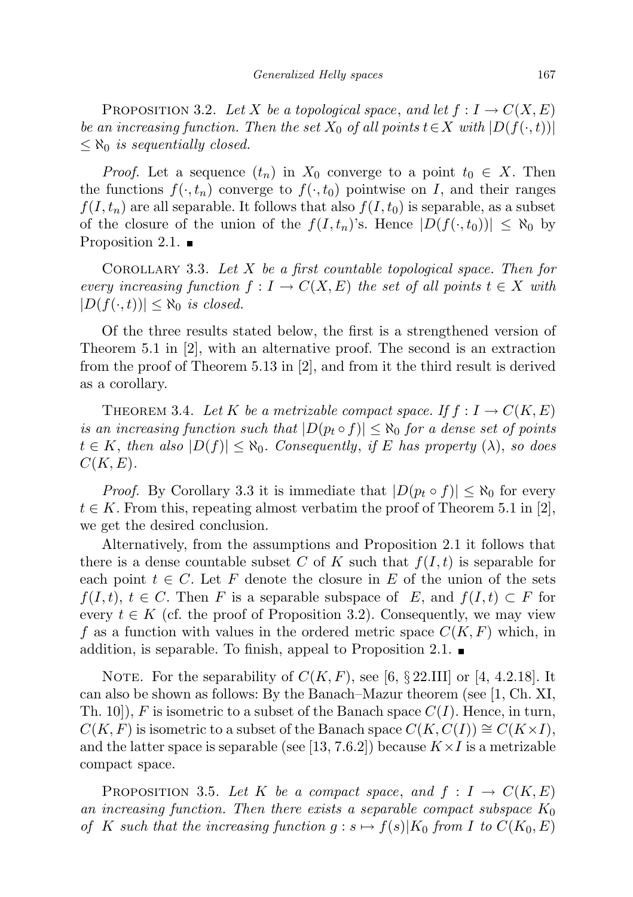PROPOSITION 3.2. *Let $X$ be a topological space, and let $f : I \to C(X, E)$ be an increasing function. Then the set $X_0$ of all points $t \in X$ with $|D(f(\cdot, t))| \le \aleph_0$ is sequentially closed.*

*Proof.* Let a sequence $(t_n)$ in $X_0$ converge to a point $t_0 \in X$. Then the functions $f(\cdot, t_n)$ converge to $f(\cdot, t_0)$ pointwise on $I$, and their ranges $f(I, t_n)$ are all separable. It follows that also $f(I, t_0)$ is separable, as a subset of the closure of the union of the $f(I, t_n)$'s. Hence $|D(f(\cdot, t_0))| \le \aleph_0$ by Proposition 2.1. ∎

COROLLARY 3.3. *Let $X$ be a first countable topological space. Then for every increasing function $f : I \to C(X, E)$ the set of all points $t \in X$ with $|D(f(\cdot, t))| \le \aleph_0$ is closed.*

Of the three results stated below, the first is a strengthened version of Theorem 5.1 in [2], with an alternative proof. The second is an extraction from the proof of Theorem 5.13 in [2], and from it the third result is derived as a corollary.

THEOREM 3.4. *Let $K$ be a metrizable compact space. If $f : I \to C(K, E)$ is an increasing function such that $|D(p_t \circ f)| \le \aleph_0$ for a dense set of points $t \in K$, then also $|D(f)| \le \aleph_0$. Consequently, if $E$ has property $(\lambda)$, so does $C(K, E)$.*

*Proof.* By Corollary 3.3 it is immediate that $|D(p_t \circ f)| \le \aleph_0$ for every $t \in K$. From this, repeating almost verbatim the proof of Theorem 5.1 in [2], we get the desired conclusion.

Alternatively, from the assumptions and Proposition 2.1 it follows that there is a dense countable subset $C$ of $K$ such that $f(I, t)$ is separable for each point $t \in C$. Let $F$ denote the closure in $E$ of the union of the sets $f(I, t)$, $t \in C$. Then $F$ is a separable subspace of $E$, and $f(I, t) \subset F$ for every $t \in K$ (cf. the proof of Proposition 3.2). Consequently, we may view $f$ as a function with values in the ordered metric space $C(K, F)$ which, in addition, is separable. To finish, appeal to Proposition 2.1. ∎

NOTE. For the separability of $C(K, F)$, see [6, § 22.III] or [4, 4.2.18]. It can also be shown as follows: By the Banach–Mazur theorem (see [1, Ch. XI, Th. 10]), $F$ is isometric to a subset of the Banach space $C(I)$. Hence, in turn, $C(K, F)$ is isometric to a subset of the Banach space $C(K, C(I)) \cong C(K \times I)$, and the latter space is separable (see [13, 7.6.2]) because $K \times I$ is a metrizable compact space.

PROPOSITION 3.5. *Let $K$ be a compact space, and $f : I \to C(K, E)$ an increasing function. Then there exists a separable compact subspace $K_0$ of $K$ such that the increasing function $g : s \mapsto f(s)|K_0$ from $I$ to $C(K_0, E)$*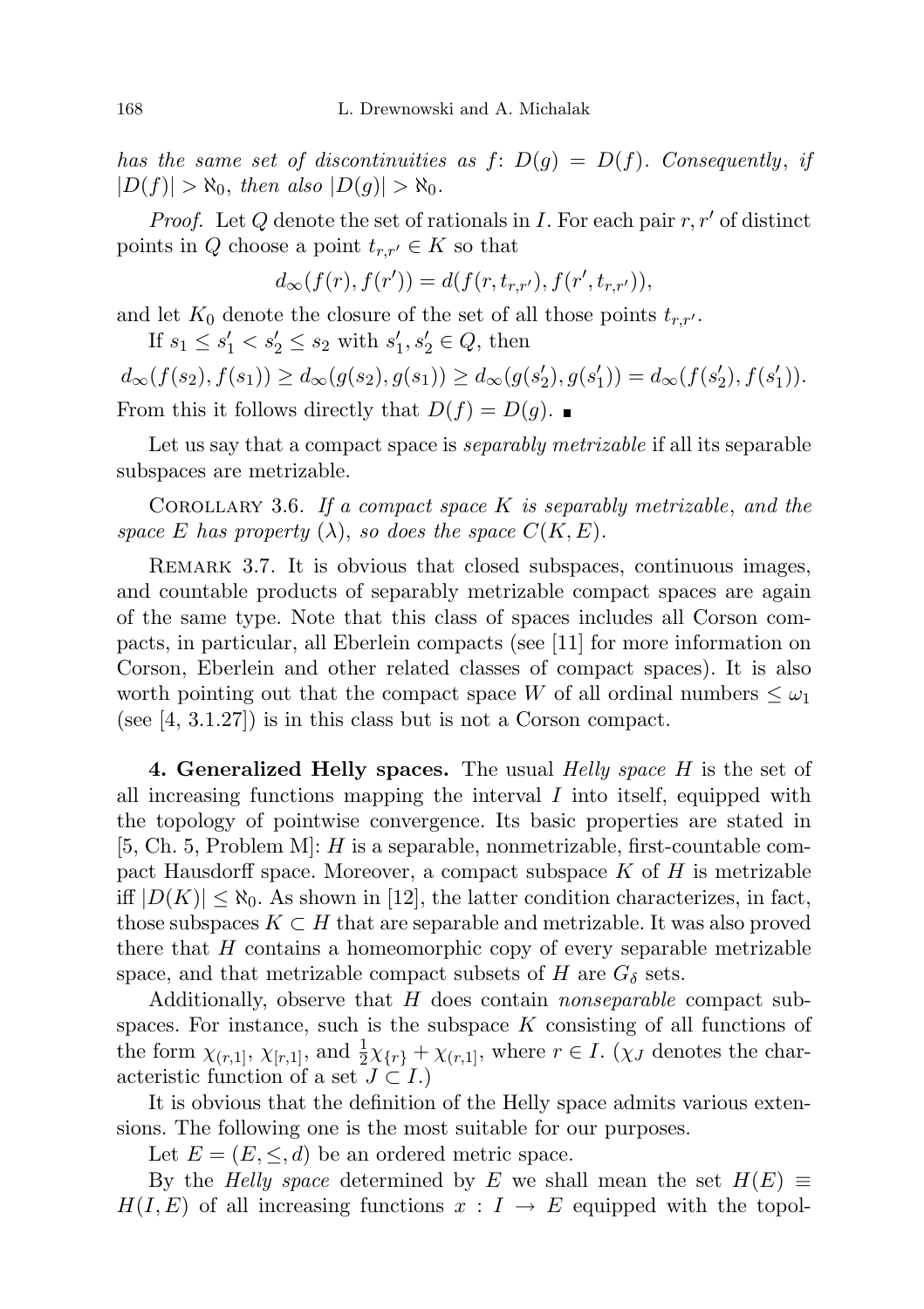*has the same set of discontinuities as* $f$: $D(g) = D(f)$. *Consequently*, *if* $|D(f)| > \aleph_0$, *then also* $|D(g)| > \aleph_0$.

*Proof.* Let $Q$ denote the set of rationals in $I$. For each pair $r, r'$ of distinct points in $Q$ choose a point $t_{r,r'} \in K$ so that

$$d_\infty(f(r), f(r')) = d(f(r, t_{r,r'}), f(r', t_{r,r'})),$$

and let $K_0$ denote the closure of the set of all those points $t_{r,r'}$.

If $s_1 \le s_1' < s_2' \le s_2$ with $s_1', s_2' \in Q$, then

$$d_\infty(f(s_2), f(s_1)) \ge d_\infty(g(s_2), g(s_1)) \ge d_\infty(g(s_2'), g(s_1')) = d_\infty(f(s_2'), f(s_1')).$$

From this it follows directly that $D(f) = D(g)$. ∎

Let us say that a compact space is *separably metrizable* if all its separable subspaces are metrizable.

COROLLARY 3.6. *If a compact space* $K$ *is separably metrizable*, *and the space* $E$ *has property* $(\lambda)$, *so does the space* $C(K, E)$.

REMARK 3.7. It is obvious that closed subspaces, continuous images, and countable products of separably metrizable compact spaces are again of the same type. Note that this class of spaces includes all Corson compacts, in particular, all Eberlein compacts (see [11] for more information on Corson, Eberlein and other related classes of compact spaces). It is also worth pointing out that the compact space $W$ of all ordinal numbers $\le \omega_1$ (see [4, 3.1.27]) is in this class but is not a Corson compact.

**4. Generalized Helly spaces.** The usual *Helly space* $H$ is the set of all increasing functions mapping the interval $I$ into itself, equipped with the topology of pointwise convergence. Its basic properties are stated in [5, Ch. 5, Problem M]: $H$ is a separable, nonmetrizable, first-countable compact Hausdorff space. Moreover, a compact subspace $K$ of $H$ is metrizable iff $|D(K)| \le \aleph_0$. As shown in [12], the latter condition characterizes, in fact, those subspaces $K \subset H$ that are separable and metrizable. It was also proved there that $H$ contains a homeomorphic copy of every separable metrizable space, and that metrizable compact subsets of $H$ are $G_\delta$ sets.

Additionally, observe that $H$ does contain *nonseparable* compact subspaces. For instance, such is the subspace $K$ consisting of all functions of the form $\chi_{(r,1]}$, $\chi_{[r,1]}$, and $\frac{1}{2}\chi_{\{r\}} + \chi_{(r,1]}$, where $r \in I$. ($\chi_J$ denotes the characteristic function of a set $J \subset I$.)

It is obvious that the definition of the Helly space admits various extensions. The following one is the most suitable for our purposes.

Let $E = (E, \le, d)$ be an ordered metric space.

By the *Helly space* determined by $E$ we shall mean the set $H(E) \equiv H(I, E)$ of all increasing functions $x : I \to E$ equipped with the topol-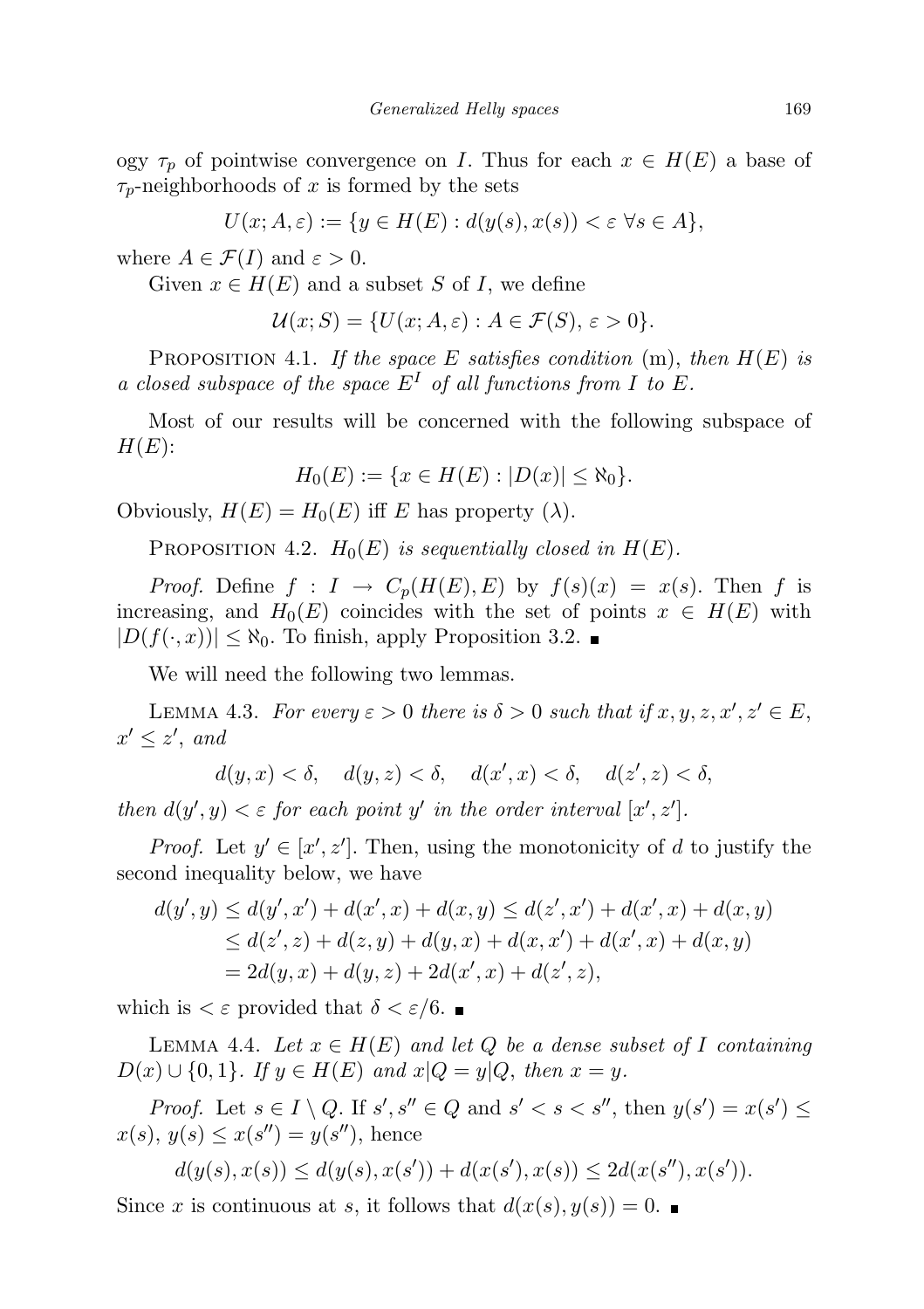ogy $\tau_p$ of pointwise convergence on $I$. Thus for each $x \in H(E)$ a base of $\tau_p$-neighborhoods of $x$ is formed by the sets

$$U(x; A, \varepsilon) := \{y \in H(E) : d(y(s), x(s)) < \varepsilon \ \forall s \in A\},$$

where $A \in \mathcal{F}(I)$ and $\varepsilon > 0$.

Given $x \in H(E)$ and a subset $S$ of $I$, we define

$$\mathcal{U}(x; S) = \{U(x; A, \varepsilon) : A \in \mathcal{F}(S),\ \varepsilon > 0\}.$$

PROPOSITION 4.1. *If the space $E$ satisfies condition* (m), *then $H(E)$ is a closed subspace of the space $E^I$ of all functions from $I$ to $E$.*

Most of our results will be concerned with the following subspace of $H(E)$:

$$H_0(E) := \{x \in H(E) : |D(x)| \le \aleph_0\}.$$

Obviously, $H(E) = H_0(E)$ iff $E$ has property $(\lambda)$.

PROPOSITION 4.2. *$H_0(E)$ is sequentially closed in $H(E)$.*

*Proof.* Define $f : I \to C_p(H(E), E)$ by $f(s)(x) = x(s)$. Then $f$ is increasing, and $H_0(E)$ coincides with the set of points $x \in H(E)$ with $|D(f(\cdot, x))| \le \aleph_0$. To finish, apply Proposition 3.2. ∎

We will need the following two lemmas.

LEMMA 4.3. *For every $\varepsilon > 0$ there is $\delta > 0$ such that if $x, y, z, x', z' \in E$, $x' \le z'$, and*

$$d(y, x) < \delta, \quad d(y, z) < \delta, \quad d(x', x) < \delta, \quad d(z', z) < \delta,$$

*then $d(y', y) < \varepsilon$ for each point $y'$ in the order interval $[x', z']$.*

*Proof.* Let $y' \in [x', z']$. Then, using the monotonicity of $d$ to justify the second inequality below, we have

$$\begin{aligned} d(y', y) &\le d(y', x') + d(x', x) + d(x, y) \le d(z', x') + d(x', x) + d(x, y) \\ &\le d(z', z) + d(z, y) + d(y, x) + d(x, x') + d(x', x) + d(x, y) \\ &= 2d(y, x) + d(y, z) + 2d(x', x) + d(z', z), \end{aligned}$$

which is $< \varepsilon$ provided that $\delta < \varepsilon/6$. ∎

LEMMA 4.4. *Let $x \in H(E)$ and let $Q$ be a dense subset of $I$ containing $D(x) \cup \{0, 1\}$. If $y \in H(E)$ and $x|Q = y|Q$, then $x = y$.*

*Proof.* Let $s \in I \setminus Q$. If $s', s'' \in Q$ and $s' < s < s''$, then $y(s') = x(s') \le x(s)$, $y(s) \le x(s'') = y(s'')$, hence

$$d(y(s), x(s)) \le d(y(s), x(s')) + d(x(s'), x(s)) \le 2d(x(s''), x(s')).$$

Since $x$ is continuous at $s$, it follows that $d(x(s), y(s)) = 0$. ∎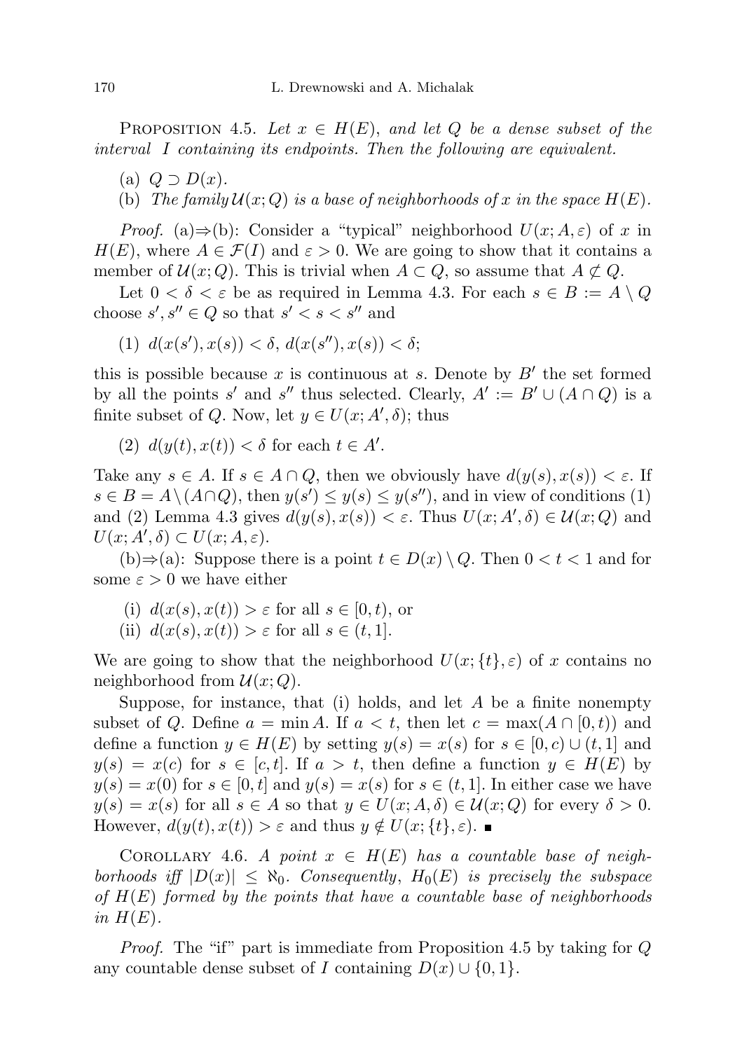Proposition 4.5. *Let $x \in H(E)$, and let $Q$ be a dense subset of the interval $I$ containing its endpoints. Then the following are equivalent.*

(a) $Q \supset D(x)$.

(b) *The family $\mathcal{U}(x;Q)$ is a base of neighborhoods of $x$ in the space $H(E)$.*

*Proof.* (a)⇒(b): Consider a "typical" neighborhood $U(x;A,\varepsilon)$ of $x$ in $H(E)$, where $A \in \mathcal{F}(I)$ and $\varepsilon > 0$. We are going to show that it contains a member of $\mathcal{U}(x;Q)$. This is trivial when $A \subset Q$, so assume that $A \not\subset Q$.

Let $0 < \delta < \varepsilon$ be as required in Lemma 4.3. For each $s \in B := A \setminus Q$ choose $s', s'' \in Q$ so that $s' < s < s''$ and

(1) $d(x(s'),x(s)) < \delta$, $d(x(s''),x(s)) < \delta$;

this is possible because $x$ is continuous at $s$. Denote by $B'$ the set formed by all the points $s'$ and $s''$ thus selected. Clearly, $A' := B' \cup (A \cap Q)$ is a finite subset of $Q$. Now, let $y \in U(x;A',\delta)$; thus

(2) $d(y(t),x(t)) < \delta$ for each $t \in A'$.

Take any $s \in A$. If $s \in A \cap Q$, then we obviously have $d(y(s),x(s)) < \varepsilon$. If $s \in B = A \setminus (A \cap Q)$, then $y(s') \le y(s) \le y(s'')$, and in view of conditions (1) and (2) Lemma 4.3 gives $d(y(s),x(s)) < \varepsilon$. Thus $U(x;A',\delta) \in \mathcal{U}(x;Q)$ and $U(x;A',\delta) \subset U(x;A,\varepsilon)$.

(b)⇒(a): Suppose there is a point $t \in D(x) \setminus Q$. Then $0 < t < 1$ and for some $\varepsilon > 0$ we have either

(i) $d(x(s),x(t)) > \varepsilon$ for all $s \in [0,t)$, or

(ii) $d(x(s),x(t)) > \varepsilon$ for all $s \in (t,1]$.

We are going to show that the neighborhood $U(x;\{t\},\varepsilon)$ of $x$ contains no neighborhood from $\mathcal{U}(x;Q)$.

Suppose, for instance, that (i) holds, and let $A$ be a finite nonempty subset of $Q$. Define $a = \min A$. If $a < t$, then let $c = \max(A \cap [0,t))$ and define a function $y \in H(E)$ by setting $y(s) = x(s)$ for $s \in [0,c) \cup (t,1]$ and $y(s) = x(c)$ for $s \in [c,t]$. If $a > t$, then define a function $y \in H(E)$ by $y(s) = x(0)$ for $s \in [0,t]$ and $y(s) = x(s)$ for $s \in (t,1]$. In either case we have $y(s) = x(s)$ for all $s \in A$ so that $y \in U(x;A,\delta) \in \mathcal{U}(x;Q)$ for every $\delta > 0$. However, $d(y(t),x(t)) > \varepsilon$ and thus $y \notin U(x;\{t\},\varepsilon)$. ∎

Corollary 4.6. *A point $x \in H(E)$ has a countable base of neighborhoods iff $|D(x)| \le \aleph_0$. Consequently, $H_0(E)$ is precisely the subspace of $H(E)$ formed by the points that have a countable base of neighborhoods in $H(E)$.*

*Proof.* The "if" part is immediate from Proposition 4.5 by taking for $Q$ any countable dense subset of $I$ containing $D(x) \cup \{0,1\}$.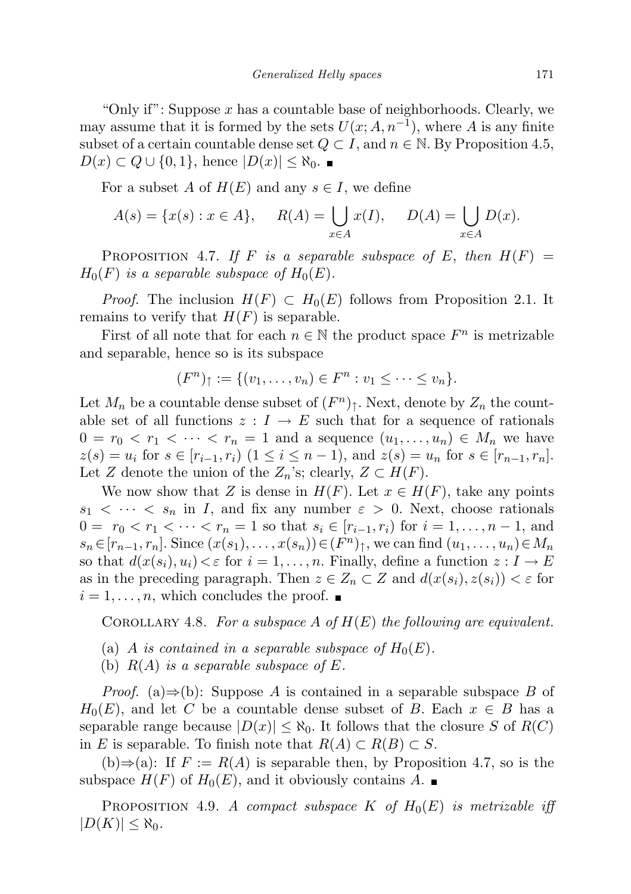"Only if": Suppose $x$ has a countable base of neighborhoods. Clearly, we may assume that it is formed by the sets $U(x; A, n^{-1})$, where $A$ is any finite subset of a certain countable dense set $Q \subset I$, and $n \in \mathbb{N}$. By Proposition 4.5, $D(x) \subset Q \cup \{0, 1\}$, hence $|D(x)| \leq \aleph_0$. ■

For a subset $A$ of $H(E)$ and any $s \in I$, we define

$$A(s) = \{x(s) : x \in A\}, \quad R(A) = \bigcup_{x \in A} x(I), \quad D(A) = \bigcup_{x \in A} D(x).$$

Proposition 4.7. *If $F$ is a separable subspace of $E$, then $H(F) = H_0(F)$ is a separable subspace of $H_0(E)$.*

*Proof.* The inclusion $H(F) \subset H_0(E)$ follows from Proposition 2.1. It remains to verify that $H(F)$ is separable.

First of all note that for each $n \in \mathbb{N}$ the product space $F^n$ is metrizable and separable, hence so is its subspace

$$(F^n)_\uparrow := \{(v_1, \ldots, v_n) \in F^n : v_1 \leq \cdots \leq v_n\}.$$

Let $M_n$ be a countable dense subset of $(F^n)_\uparrow$. Next, denote by $Z_n$ the countable set of all functions $z : I \to E$ such that for a sequence of rationals $0 = r_0 < r_1 < \cdots < r_n = 1$ and a sequence $(u_1, \ldots, u_n) \in M_n$ we have $z(s) = u_i$ for $s \in [r_{i-1}, r_i)$ $(1 \leq i \leq n-1)$, and $z(s) = u_n$ for $s \in [r_{n-1}, r_n]$. Let $Z$ denote the union of the $Z_n$'s; clearly, $Z \subset H(F)$.

We now show that $Z$ is dense in $H(F)$. Let $x \in H(F)$, take any points $s_1 < \cdots < s_n$ in $I$, and fix any number $\varepsilon > 0$. Next, choose rationals $0 = r_0 < r_1 < \cdots < r_n = 1$ so that $s_i \in [r_{i-1}, r_i)$ for $i = 1, \ldots, n-1$, and $s_n \in [r_{n-1}, r_n]$. Since $(x(s_1), \ldots, x(s_n)) \in (F^n)_\uparrow$, we can find $(u_1, \ldots, u_n) \in M_n$ so that $d(x(s_i), u_i) < \varepsilon$ for $i = 1, \ldots, n$. Finally, define a function $z : I \to E$ as in the preceding paragraph. Then $z \in Z_n \subset Z$ and $d(x(s_i), z(s_i)) < \varepsilon$ for $i = 1, \ldots, n$, which concludes the proof. ■

Corollary 4.8. *For a subspace $A$ of $H(E)$ the following are equivalent.*

(a) *$A$ is contained in a separable subspace of $H_0(E)$.*
(b) *$R(A)$ is a separable subspace of $E$.*

*Proof.* (a)$\Rightarrow$(b): Suppose $A$ is contained in a separable subspace $B$ of $H_0(E)$, and let $C$ be a countable dense subset of $B$. Each $x \in B$ has a separable range because $|D(x)| \leq \aleph_0$. It follows that the closure $S$ of $R(C)$ in $E$ is separable. To finish note that $R(A) \subset R(B) \subset S$.

(b)$\Rightarrow$(a): If $F := R(A)$ is separable then, by Proposition 4.7, so is the subspace $H(F)$ of $H_0(E)$, and it obviously contains $A$. ■

Proposition 4.9. *A compact subspace $K$ of $H_0(E)$ is metrizable iff $|D(K)| \leq \aleph_0$.*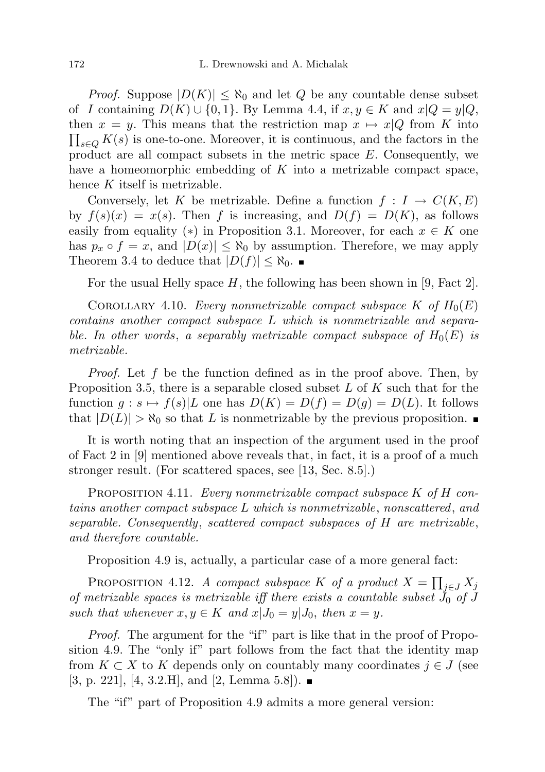*Proof.* Suppose $|D(K)| \le \aleph_0$ and let $Q$ be any countable dense subset of $I$ containing $D(K) \cup \{0,1\}$. By Lemma 4.4, if $x, y \in K$ and $x|Q = y|Q$, then $x = y$. This means that the restriction map $x \mapsto x|Q$ from $K$ into $\prod_{s \in Q} K(s)$ is one-to-one. Moreover, it is continuous, and the factors in the product are all compact subsets in the metric space $E$. Consequently, we have a homeomorphic embedding of $K$ into a metrizable compact space, hence $K$ itself is metrizable.

Conversely, let $K$ be metrizable. Define a function $f : I \to C(K, E)$ by $f(s)(x) = x(s)$. Then $f$ is increasing, and $D(f) = D(K)$, as follows easily from equality $(*)$ in Proposition 3.1. Moreover, for each $x \in K$ one has $p_x \circ f = x$, and $|D(x)| \le \aleph_0$ by assumption. Therefore, we may apply Theorem 3.4 to deduce that $|D(f)| \le \aleph_0$. ∎

For the usual Helly space $H$, the following has been shown in [9, Fact 2].

COROLLARY 4.10. *Every nonmetrizable compact subspace $K$ of $H_0(E)$ contains another compact subspace $L$ which is nonmetrizable and separable. In other words, a separably metrizable compact subspace of $H_0(E)$ is metrizable.*

*Proof.* Let $f$ be the function defined as in the proof above. Then, by Proposition 3.5, there is a separable closed subset $L$ of $K$ such that for the function $g : s \mapsto f(s)|L$ one has $D(K) = D(f) = D(g) = D(L)$. It follows that $|D(L)| > \aleph_0$ so that $L$ is nonmetrizable by the previous proposition. ∎

It is worth noting that an inspection of the argument used in the proof of Fact 2 in [9] mentioned above reveals that, in fact, it is a proof of a much stronger result. (For scattered spaces, see [13, Sec. 8.5].)

PROPOSITION 4.11. *Every nonmetrizable compact subspace $K$ of $H$ contains another compact subspace $L$ which is nonmetrizable, nonscattered, and separable. Consequently, scattered compact subspaces of $H$ are metrizable, and therefore countable.*

Proposition 4.9 is, actually, a particular case of a more general fact:

PROPOSITION 4.12. *A compact subspace $K$ of a product $X = \prod_{j \in J} X_j$ of metrizable spaces is metrizable iff there exists a countable subset $J_0$ of $J$ such that whenever $x, y \in K$ and $x|J_0 = y|J_0$, then $x = y$.*

*Proof.* The argument for the "if" part is like that in the proof of Proposition 4.9. The "only if" part follows from the fact that the identity map from $K \subset X$ to $K$ depends only on countably many coordinates $j \in J$ (see [3, p. 221], [4, 3.2.H], and [2, Lemma 5.8]). ∎

The "if" part of Proposition 4.9 admits a more general version: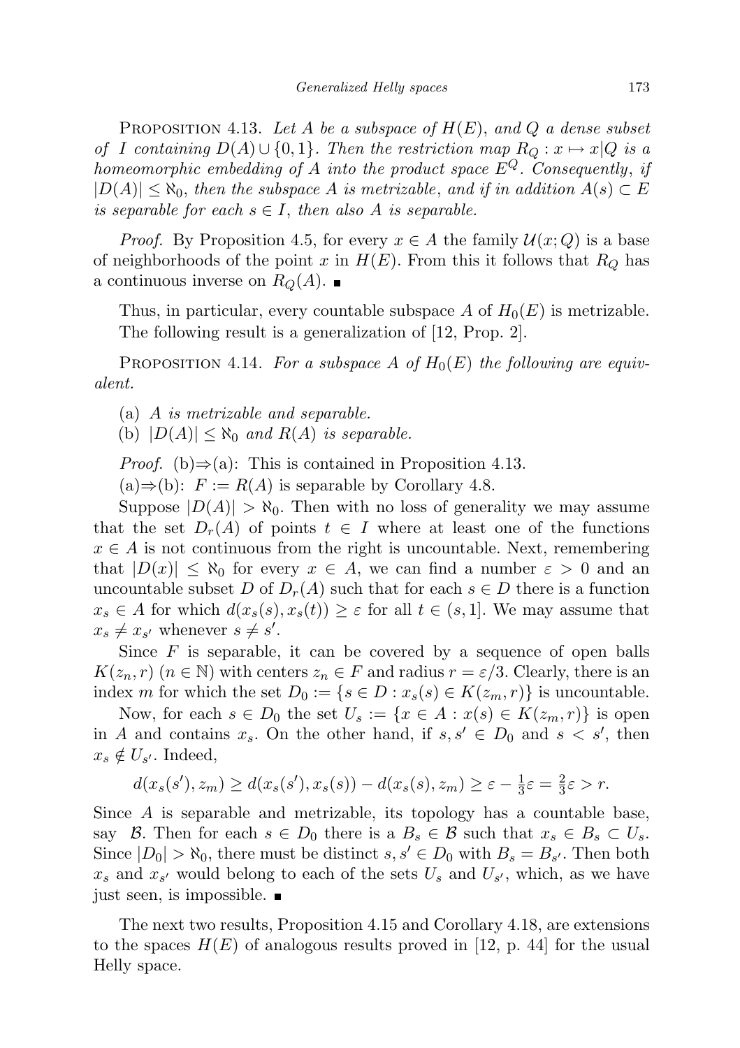Proposition 4.13. *Let $A$ be a subspace of $H(E)$, and $Q$ a dense subset of $I$ containing $D(A) \cup \{0,1\}$. Then the restriction map $R_Q : x \mapsto x|Q$ is a homeomorphic embedding of $A$ into the product space $E^Q$. Consequently, if $|D(A)| \leq \aleph_0$, then the subspace $A$ is metrizable, and if in addition $A(s) \subset E$ is separable for each $s \in I$, then also $A$ is separable.*

*Proof.* By Proposition 4.5, for every $x \in A$ the family $\mathcal{U}(x;Q)$ is a base of neighborhoods of the point $x$ in $H(E)$. From this it follows that $R_Q$ has a continuous inverse on $R_Q(A)$. ∎

Thus, in particular, every countable subspace $A$ of $H_0(E)$ is metrizable. The following result is a generalization of [12, Prop. 2].

Proposition 4.14. *For a subspace $A$ of $H_0(E)$ the following are equivalent.*

(a) *$A$ is metrizable and separable.*

(b) *$|D(A)| \leq \aleph_0$ and $R(A)$ is separable.*

*Proof.* (b)⇒(a): This is contained in Proposition 4.13.

(a)⇒(b): $F := R(A)$ is separable by Corollary 4.8.

Suppose $|D(A)| > \aleph_0$. Then with no loss of generality we may assume that the set $D_r(A)$ of points $t \in I$ where at least one of the functions $x \in A$ is not continuous from the right is uncountable. Next, remembering that $|D(x)| \leq \aleph_0$ for every $x \in A$, we can find a number $\varepsilon > 0$ and an uncountable subset $D$ of $D_r(A)$ such that for each $s \in D$ there is a function $x_s \in A$ for which $d(x_s(s), x_s(t)) \geq \varepsilon$ for all $t \in (s, 1]$. We may assume that $x_s \neq x_{s'}$ whenever $s \neq s'$.

Since $F$ is separable, it can be covered by a sequence of open balls $K(z_n, r)$ ($n \in \mathbb{N}$) with centers $z_n \in F$ and radius $r = \varepsilon/3$. Clearly, there is an index $m$ for which the set $D_0 := \{s \in D : x_s(s) \in K(z_m, r)\}$ is uncountable.

Now, for each $s \in D_0$ the set $U_s := \{x \in A : x(s) \in K(z_m, r)\}$ is open in $A$ and contains $x_s$. On the other hand, if $s, s' \in D_0$ and $s < s'$, then $x_s \notin U_{s'}$. Indeed,

$$d(x_s(s'), z_m) \geq d(x_s(s'), x_s(s)) - d(x_s(s), z_m) \geq \varepsilon - \tfrac{1}{3}\varepsilon = \tfrac{2}{3}\varepsilon > r.$$

Since $A$ is separable and metrizable, its topology has a countable base, say $\mathcal{B}$. Then for each $s \in D_0$ there is a $B_s \in \mathcal{B}$ such that $x_s \in B_s \subset U_s$. Since $|D_0| > \aleph_0$, there must be distinct $s, s' \in D_0$ with $B_s = B_{s'}$. Then both $x_s$ and $x_{s'}$ would belong to each of the sets $U_s$ and $U_{s'}$, which, as we have just seen, is impossible. ∎

The next two results, Proposition 4.15 and Corollary 4.18, are extensions to the spaces $H(E)$ of analogous results proved in [12, p. 44] for the usual Helly space.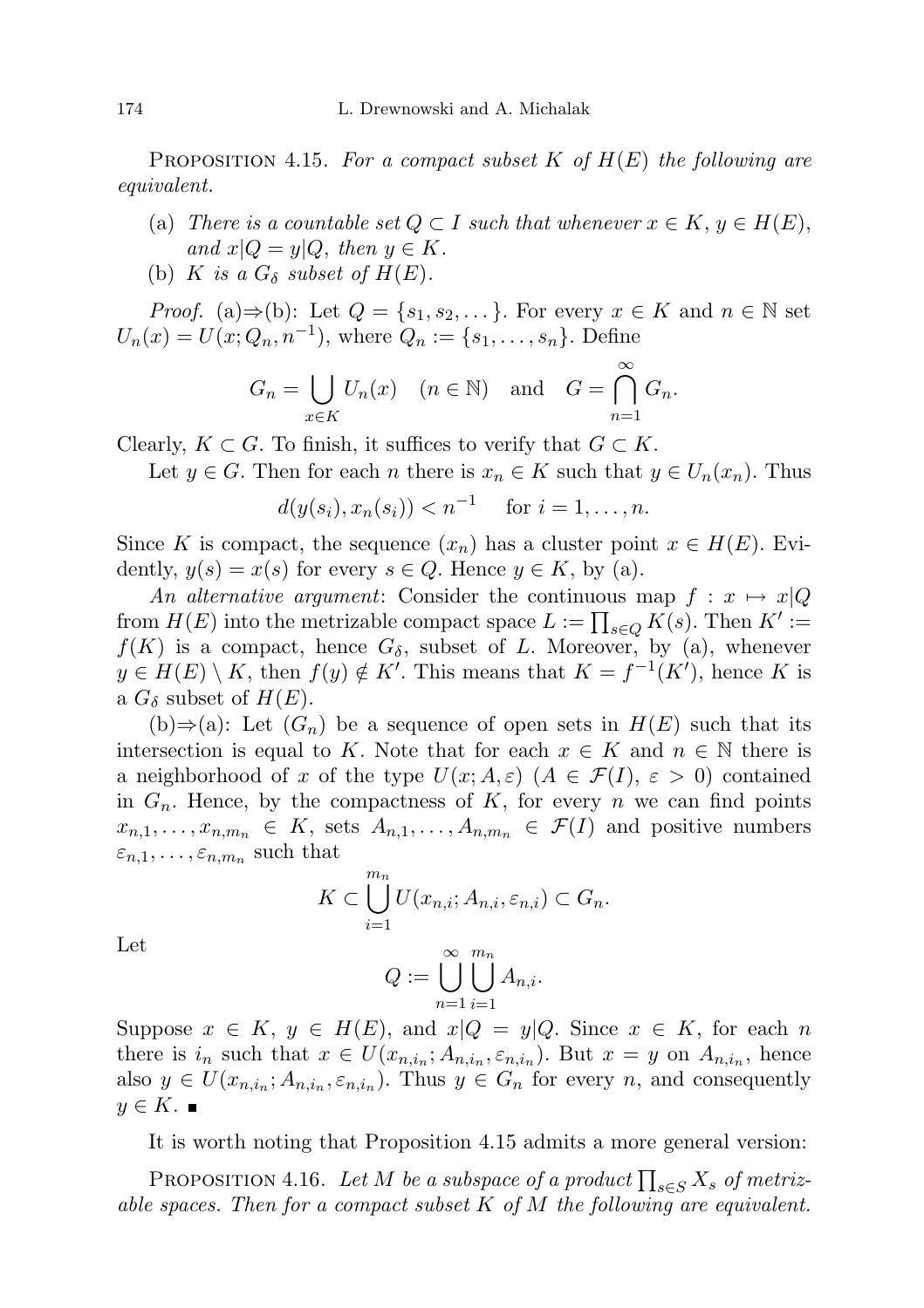Proposition 4.15. *For a compact subset $K$ of $H(E)$ the following are equivalent.*

- (a) *There is a countable set $Q \subset I$ such that whenever $x \in K$, $y \in H(E)$, and $x|Q = y|Q$, then $y \in K$.*
- (b) *$K$ is a $G_\delta$ subset of $H(E)$.*

*Proof.* (a)$\Rightarrow$(b): Let $Q = \{s_1, s_2, \dots\}$. For every $x \in K$ and $n \in \mathbb{N}$ set $U_n(x) = U(x; Q_n, n^{-1})$, where $Q_n := \{s_1, \dots, s_n\}$. Define

$$G_n = \bigcup_{x \in K} U_n(x) \quad (n \in \mathbb{N}) \quad \text{and} \quad G = \bigcap_{n=1}^{\infty} G_n.$$

Clearly, $K \subset G$. To finish, it suffices to verify that $G \subset K$.

Let $y \in G$. Then for each $n$ there is $x_n \in K$ such that $y \in U_n(x_n)$. Thus

$$d(y(s_i), x_n(s_i)) < n^{-1} \quad \text{for } i = 1, \dots, n.$$

Since $K$ is compact, the sequence $(x_n)$ has a cluster point $x \in H(E)$. Evidently, $y(s) = x(s)$ for every $s \in Q$. Hence $y \in K$, by (a).

*An alternative argument*: Consider the continuous map $f : x \mapsto x|Q$ from $H(E)$ into the metrizable compact space $L := \prod_{s \in Q} K(s)$. Then $K' := f(K)$ is a compact, hence $G_\delta$, subset of $L$. Moreover, by (a), whenever $y \in H(E) \setminus K$, then $f(y) \notin K'$. This means that $K = f^{-1}(K')$, hence $K$ is a $G_\delta$ subset of $H(E)$.

(b)$\Rightarrow$(a): Let $(G_n)$ be a sequence of open sets in $H(E)$ such that its intersection is equal to $K$. Note that for each $x \in K$ and $n \in \mathbb{N}$ there is a neighborhood of $x$ of the type $U(x; A, \varepsilon)$ ($A \in \mathcal{F}(I)$, $\varepsilon > 0$) contained in $G_n$. Hence, by the compactness of $K$, for every $n$ we can find points $x_{n,1}, \dots, x_{n,m_n} \in K$, sets $A_{n,1}, \dots, A_{n,m_n} \in \mathcal{F}(I)$ and positive numbers $\varepsilon_{n,1}, \dots, \varepsilon_{n,m_n}$ such that

$$K \subset \bigcup_{i=1}^{m_n} U(x_{n,i}; A_{n,i}, \varepsilon_{n,i}) \subset G_n.$$

Let

$$Q := \bigcup_{n=1}^{\infty} \bigcup_{i=1}^{m_n} A_{n,i}.$$

Suppose $x \in K$, $y \in H(E)$, and $x|Q = y|Q$. Since $x \in K$, for each $n$ there is $i_n$ such that $x \in U(x_{n,i_n}; A_{n,i_n}, \varepsilon_{n,i_n})$. But $x = y$ on $A_{n,i_n}$, hence also $y \in U(x_{n,i_n}; A_{n,i_n}, \varepsilon_{n,i_n})$. Thus $y \in G_n$ for every $n$, and consequently $y \in K$. ∎

It is worth noting that Proposition 4.15 admits a more general version:

Proposition 4.16. *Let $M$ be a subspace of a product $\prod_{s \in S} X_s$ of metrizable spaces. Then for a compact subset $K$ of $M$ the following are equivalent.*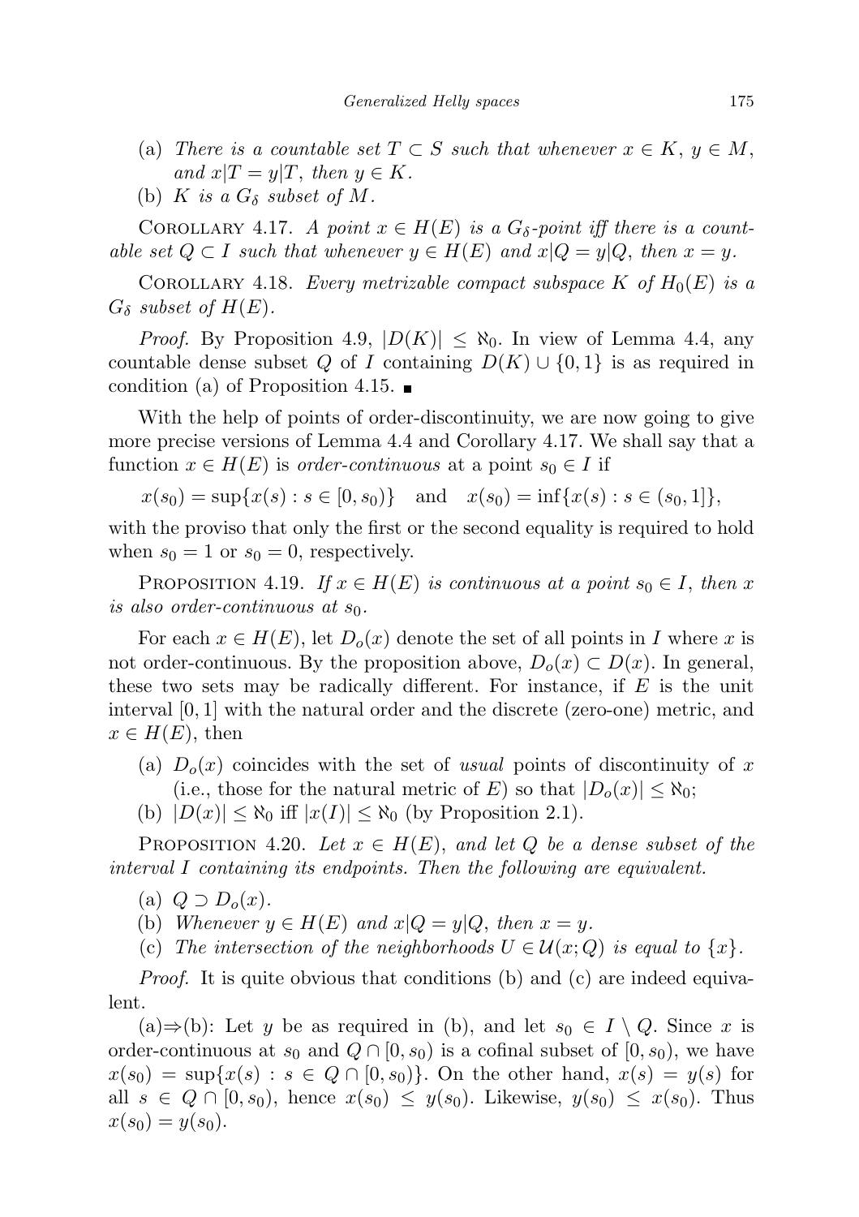(a) *There is a countable set $T \subset S$ such that whenever $x \in K$, $y \in M$, and $x|T = y|T$, then $y \in K$.*

(b) *$K$ is a $G_\delta$ subset of $M$.*

Corollary 4.17. *A point $x \in H(E)$ is a $G_\delta$-point iff there is a countable set $Q \subset I$ such that whenever $y \in H(E)$ and $x|Q = y|Q$, then $x = y$.*

Corollary 4.18. *Every metrizable compact subspace $K$ of $H_0(E)$ is a $G_\delta$ subset of $H(E)$.*

*Proof.* By Proposition 4.9, $|D(K)| \leq \aleph_0$. In view of Lemma 4.4, any countable dense subset $Q$ of $I$ containing $D(K) \cup \{0,1\}$ is as required in condition (a) of Proposition 4.15. ∎

With the help of points of order-discontinuity, we are now going to give more precise versions of Lemma 4.4 and Corollary 4.17. We shall say that a function $x \in H(E)$ is *order-continuous* at a point $s_0 \in I$ if

$$x(s_0) = \sup\{x(s) : s \in [0, s_0)\} \quad \text{and} \quad x(s_0) = \inf\{x(s) : s \in (s_0, 1]\},$$

with the proviso that only the first or the second equality is required to hold when $s_0 = 1$ or $s_0 = 0$, respectively.

Proposition 4.19. *If $x \in H(E)$ is continuous at a point $s_0 \in I$, then $x$ is also order-continuous at $s_0$.*

For each $x \in H(E)$, let $D_o(x)$ denote the set of all points in $I$ where $x$ is not order-continuous. By the proposition above, $D_o(x) \subset D(x)$. In general, these two sets may be radically different. For instance, if $E$ is the unit interval $[0,1]$ with the natural order and the discrete (zero-one) metric, and $x \in H(E)$, then

(a) $D_o(x)$ coincides with the set of *usual* points of discontinuity of $x$ (i.e., those for the natural metric of $E$) so that $|D_o(x)| \leq \aleph_0$;

(b) $|D(x)| \leq \aleph_0$ iff $|x(I)| \leq \aleph_0$ (by Proposition 2.1).

Proposition 4.20. *Let $x \in H(E)$, and let $Q$ be a dense subset of the interval $I$ containing its endpoints. Then the following are equivalent.*

(a) *$Q \supset D_o(x)$.*

(b) *Whenever $y \in H(E)$ and $x|Q = y|Q$, then $x = y$.*

(c) *The intersection of the neighborhoods $U \in \mathcal{U}(x; Q)$ is equal to $\{x\}$.*

*Proof.* It is quite obvious that conditions (b) and (c) are indeed equivalent.

(a)⇒(b): Let $y$ be as required in (b), and let $s_0 \in I \setminus Q$. Since $x$ is order-continuous at $s_0$ and $Q \cap [0, s_0)$ is a cofinal subset of $[0, s_0)$, we have $x(s_0) = \sup\{x(s) : s \in Q \cap [0, s_0)\}$. On the other hand, $x(s) = y(s)$ for all $s \in Q \cap [0, s_0)$, hence $x(s_0) \leq y(s_0)$. Likewise, $y(s_0) \leq x(s_0)$. Thus $x(s_0) = y(s_0)$.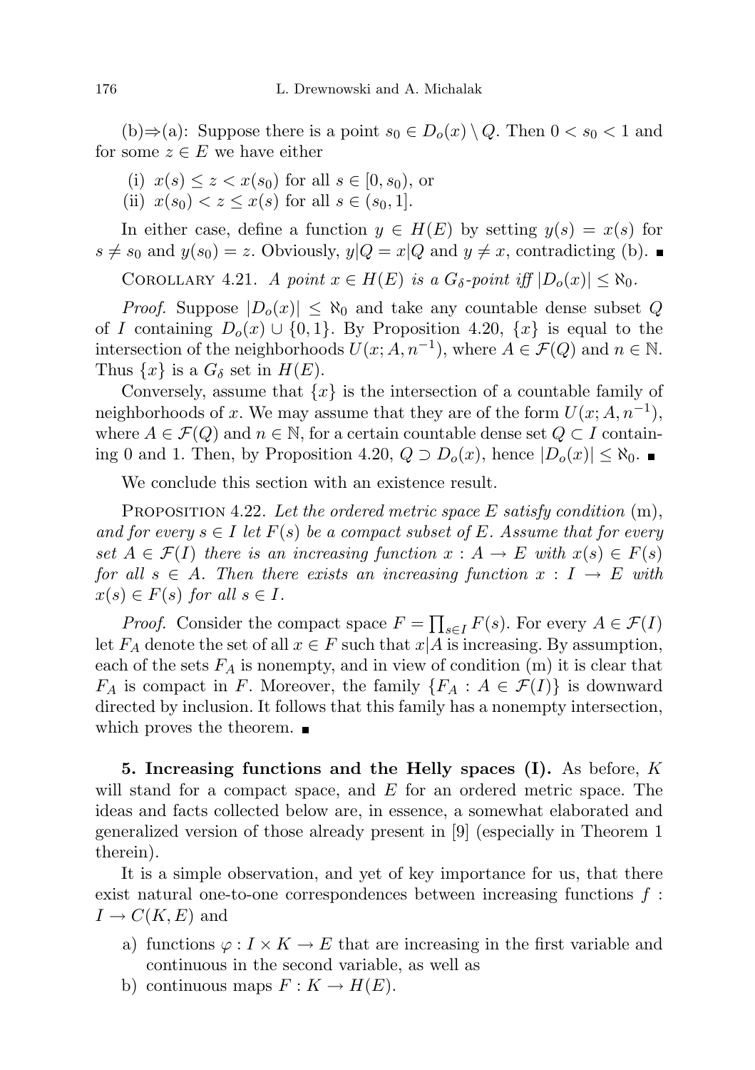(b)⇒(a): Suppose there is a point $s_0 \in D_o(x) \setminus Q$. Then $0 < s_0 < 1$ and for some $z \in E$ we have either

(i) $x(s) \le z < x(s_0)$ for all $s \in [0, s_0)$, or

(ii) $x(s_0) < z \le x(s)$ for all $s \in (s_0, 1]$.

In either case, define a function $y \in H(E)$ by setting $y(s) = x(s)$ for $s \neq s_0$ and $y(s_0) = z$. Obviously, $y|Q = x|Q$ and $y \neq x$, contradicting (b). ∎

COROLLARY 4.21. *A point $x \in H(E)$ is a $G_\delta$-point iff $|D_o(x)| \le \aleph_0$.*

*Proof.* Suppose $|D_o(x)| \le \aleph_0$ and take any countable dense subset $Q$ of $I$ containing $D_o(x) \cup \{0, 1\}$. By Proposition 4.20, $\{x\}$ is equal to the intersection of the neighborhoods $U(x; A, n^{-1})$, where $A \in \mathcal{F}(Q)$ and $n \in \mathbb{N}$. Thus $\{x\}$ is a $G_\delta$ set in $H(E)$.

Conversely, assume that $\{x\}$ is the intersection of a countable family of neighborhoods of $x$. We may assume that they are of the form $U(x; A, n^{-1})$, where $A \in \mathcal{F}(Q)$ and $n \in \mathbb{N}$, for a certain countable dense set $Q \subset I$ containing 0 and 1. Then, by Proposition 4.20, $Q \supset D_o(x)$, hence $|D_o(x)| \le \aleph_0$. ∎

We conclude this section with an existence result.

PROPOSITION 4.22. *Let the ordered metric space $E$ satisfy condition* (m), *and for every $s \in I$ let $F(s)$ be a compact subset of $E$. Assume that for every set $A \in \mathcal{F}(I)$ there is an increasing function $x : A \to E$ with $x(s) \in F(s)$ for all $s \in A$. Then there exists an increasing function $x : I \to E$ with $x(s) \in F(s)$ for all $s \in I$.*

*Proof.* Consider the compact space $F = \prod_{s \in I} F(s)$. For every $A \in \mathcal{F}(I)$ let $F_A$ denote the set of all $x \in F$ such that $x|A$ is increasing. By assumption, each of the sets $F_A$ is nonempty, and in view of condition (m) it is clear that $F_A$ is compact in $F$. Moreover, the family $\{F_A : A \in \mathcal{F}(I)\}$ is downward directed by inclusion. It follows that this family has a nonempty intersection, which proves the theorem. ∎

**5. Increasing functions and the Helly spaces (I).** As before, $K$ will stand for a compact space, and $E$ for an ordered metric space. The ideas and facts collected below are, in essence, a somewhat elaborated and generalized version of those already present in [9] (especially in Theorem 1 therein).

It is a simple observation, and yet of key importance for us, that there exist natural one-to-one correspondences between increasing functions $f : I \to C(K, E)$ and

a) functions $\varphi : I \times K \to E$ that are increasing in the first variable and continuous in the second variable, as well as

b) continuous maps $F : K \to H(E)$.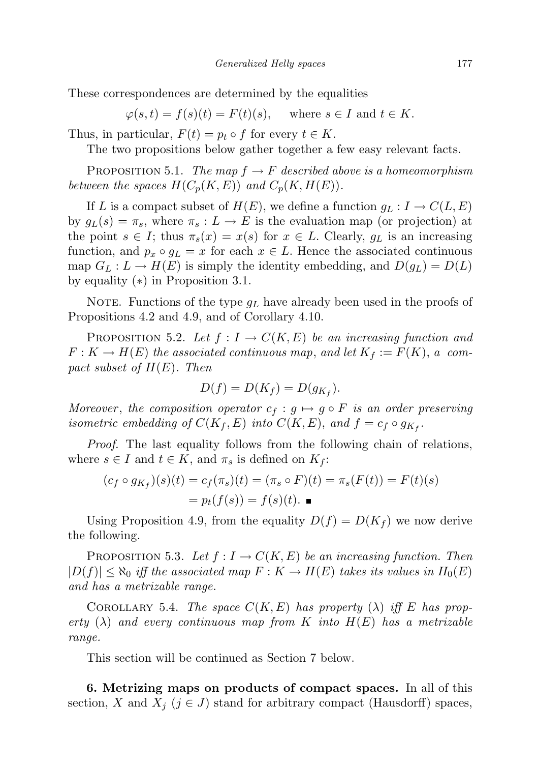These correspondences are determined by the equalities

$$\varphi(s,t) = f(s)(t) = F(t)(s), \quad \text{where } s \in I \text{ and } t \in K.$$

Thus, in particular, $F(t) = p_t \circ f$ for every $t \in K$.

The two propositions below gather together a few easy relevant facts.

Proposition 5.1. *The map $f \to F$ described above is a homeomorphism between the spaces $H(C_p(K,E))$ and $C_p(K,H(E))$.*

If $L$ is a compact subset of $H(E)$, we define a function $g_L : I \to C(L,E)$ by $g_L(s) = \pi_s$, where $\pi_s : L \to E$ is the evaluation map (or projection) at the point $s \in I$; thus $\pi_s(x) = x(s)$ for $x \in L$. Clearly, $g_L$ is an increasing function, and $p_x \circ g_L = x$ for each $x \in L$. Hence the associated continuous map $G_L : L \to H(E)$ is simply the identity embedding, and $D(g_L) = D(L)$ by equality $(*)$ in Proposition 3.1.

Note. Functions of the type $g_L$ have already been used in the proofs of Propositions 4.2 and 4.9, and of Corollary 4.10.

Proposition 5.2. *Let $f : I \to C(K,E)$ be an increasing function and $F : K \to H(E)$ the associated continuous map, and let $K_f := F(K)$, a compact subset of $H(E)$. Then*

$$D(f) = D(K_f) = D(g_{K_f}).$$

*Moreover, the composition operator $c_f : g \mapsto g \circ F$ is an order preserving isometric embedding of $C(K_f,E)$ into $C(K,E)$, and $f = c_f \circ g_{K_f}$.*

*Proof.* The last equality follows from the following chain of relations, where $s \in I$ and $t \in K$, and $\pi_s$ is defined on $K_f$:

$$\begin{aligned}(c_f \circ g_{K_f})(s)(t) &= c_f(\pi_s)(t) = (\pi_s \circ F)(t) = \pi_s(F(t)) = F(t)(s)\\ &= p_t(f(s)) = f(s)(t). \ \blacksquare\end{aligned}$$

Using Proposition 4.9, from the equality $D(f) = D(K_f)$ we now derive the following.

Proposition 5.3. *Let $f : I \to C(K,E)$ be an increasing function. Then $|D(f)| \le \aleph_0$ iff the associated map $F : K \to H(E)$ takes its values in $H_0(E)$ and has a metrizable range.*

Corollary 5.4. *The space $C(K,E)$ has property $(\lambda)$ iff $E$ has property $(\lambda)$ and every continuous map from $K$ into $H(E)$ has a metrizable range.*

This section will be continued as Section 7 below.

**6. Metrizing maps on products of compact spaces.** In all of this section, $X$ and $X_j$ $(j \in J)$ stand for arbitrary compact (Hausdorff) spaces,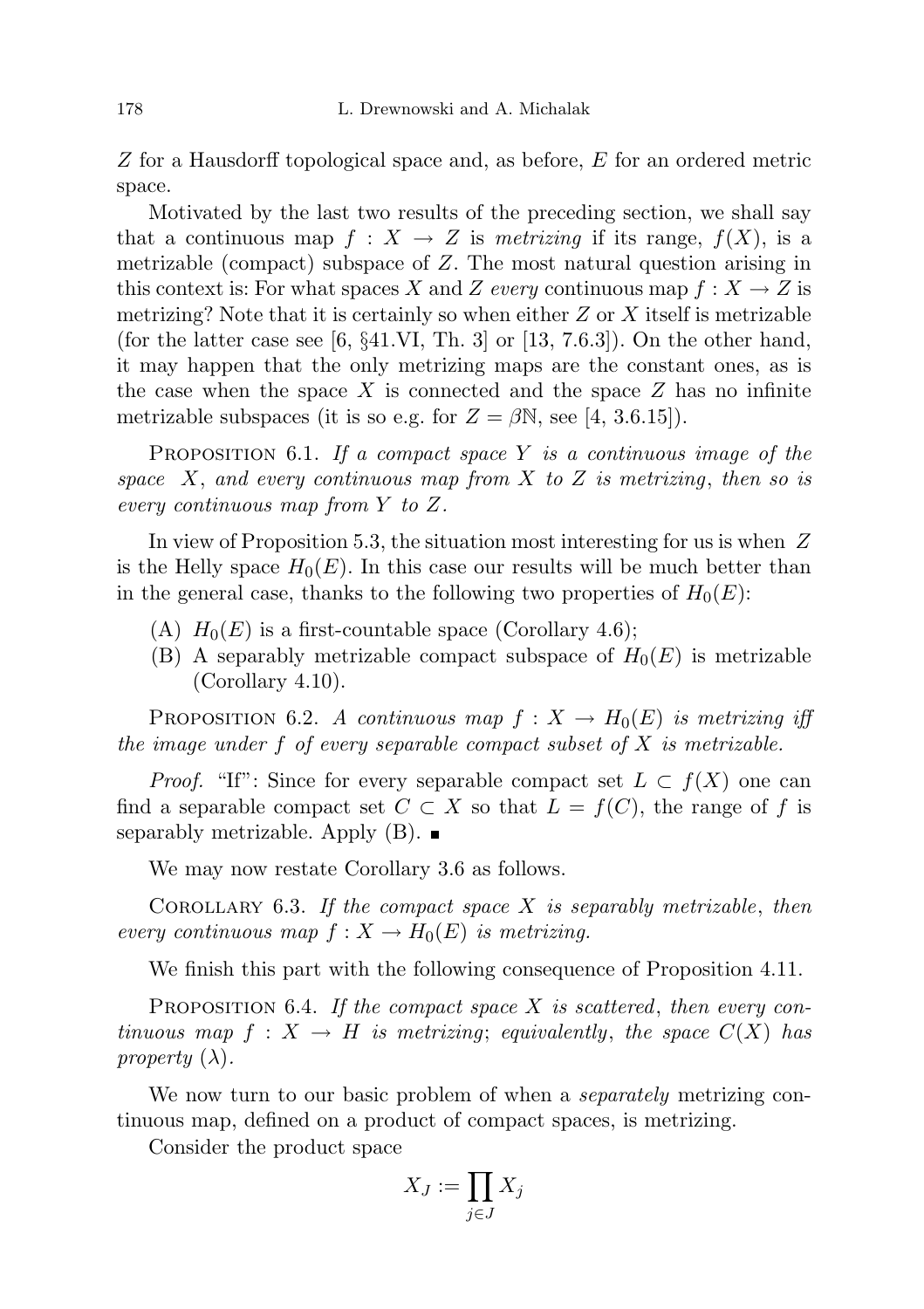$Z$ for a Hausdorff topological space and, as before, $E$ for an ordered metric space.

Motivated by the last two results of the preceding section, we shall say that a continuous map $f : X \to Z$ is *metrizing* if its range, $f(X)$, is a metrizable (compact) subspace of $Z$. The most natural question arising in this context is: For what spaces $X$ and $Z$ *every* continuous map $f : X \to Z$ is metrizing? Note that it is certainly so when either $Z$ or $X$ itself is metrizable (for the latter case see [6, §41.VI, Th. 3] or [13, 7.6.3]). On the other hand, it may happen that the only metrizing maps are the constant ones, as is the case when the space $X$ is connected and the space $Z$ has no infinite metrizable subspaces (it is so e.g. for $Z = \beta\mathbb{N}$, see [4, 3.6.15]).

Proposition 6.1. *If a compact space $Y$ is a continuous image of the space $X$, and every continuous map from $X$ to $Z$ is metrizing, then so is every continuous map from $Y$ to $Z$.*

In view of Proposition 5.3, the situation most interesting for us is when $Z$ is the Helly space $H_0(E)$. In this case our results will be much better than in the general case, thanks to the following two properties of $H_0(E)$:

(A) $H_0(E)$ is a first-countable space (Corollary 4.6);

(B) A separably metrizable compact subspace of $H_0(E)$ is metrizable (Corollary 4.10).

Proposition 6.2. *A continuous map $f : X \to H_0(E)$ is metrizing iff the image under $f$ of every separable compact subset of $X$ is metrizable.*

*Proof.* "If": Since for every separable compact set $L \subset f(X)$ one can find a separable compact set $C \subset X$ so that $L = f(C)$, the range of $f$ is separably metrizable. Apply (B). ■

We may now restate Corollary 3.6 as follows.

Corollary 6.3. *If the compact space $X$ is separably metrizable, then every continuous map $f : X \to H_0(E)$ is metrizing.*

We finish this part with the following consequence of Proposition 4.11.

Proposition 6.4. *If the compact space $X$ is scattered, then every continuous map $f : X \to H$ is metrizing; equivalently, the space $C(X)$ has property $(\lambda)$.*

We now turn to our basic problem of when a *separately* metrizing continuous map, defined on a product of compact spaces, is metrizing.

Consider the product space

$$X_J := \prod_{j \in J} X_j$$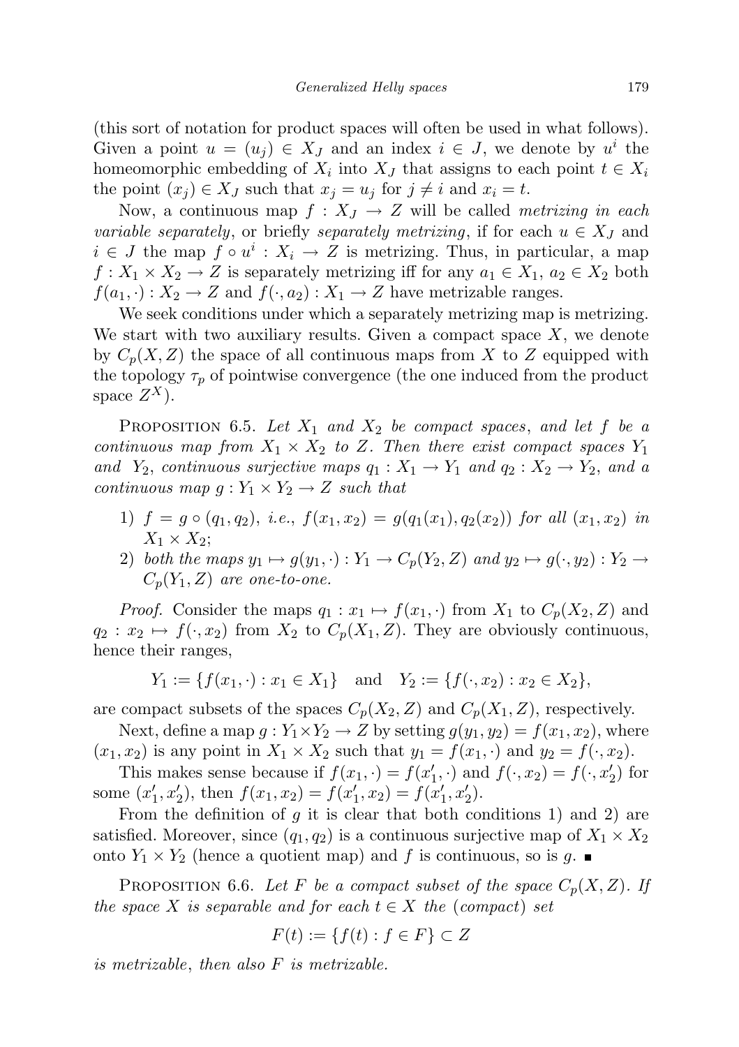(this sort of notation for product spaces will often be used in what follows). Given a point $u = (u_j) \in X_J$ and an index $i \in J$, we denote by $u^i$ the homeomorphic embedding of $X_i$ into $X_J$ that assigns to each point $t \in X_i$ the point $(x_j) \in X_J$ such that $x_j = u_j$ for $j \neq i$ and $x_i = t$.

Now, a continuous map $f : X_J \to Z$ will be called *metrizing in each variable separately*, or briefly *separately metrizing*, if for each $u \in X_J$ and $i \in J$ the map $f \circ u^i : X_i \to Z$ is metrizing. Thus, in particular, a map $f : X_1 \times X_2 \to Z$ is separately metrizing iff for any $a_1 \in X_1$, $a_2 \in X_2$ both $f(a_1, \cdot) : X_2 \to Z$ and $f(\cdot, a_2) : X_1 \to Z$ have metrizable ranges.

We seek conditions under which a separately metrizing map is metrizing. We start with two auxiliary results. Given a compact space $X$, we denote by $C_p(X, Z)$ the space of all continuous maps from $X$ to $Z$ equipped with the topology $\tau_p$ of pointwise convergence (the one induced from the product space $Z^X$).

Proposition 6.5. *Let $X_1$ and $X_2$ be compact spaces, and let $f$ be a continuous map from $X_1 \times X_2$ to $Z$. Then there exist compact spaces $Y_1$ and $Y_2$, continuous surjective maps $q_1 : X_1 \to Y_1$ and $q_2 : X_2 \to Y_2$, and a continuous map $g : Y_1 \times Y_2 \to Z$ such that*

1) *$f = g \circ (q_1, q_2)$, i.e., $f(x_1, x_2) = g(q_1(x_1), q_2(x_2))$ for all $(x_1, x_2)$ in $X_1 \times X_2$;*
2) *both the maps $y_1 \mapsto g(y_1, \cdot) : Y_1 \to C_p(Y_2, Z)$ and $y_2 \mapsto g(\cdot, y_2) : Y_2 \to C_p(Y_1, Z)$ are one-to-one.*

*Proof.* Consider the maps $q_1 : x_1 \mapsto f(x_1, \cdot)$ from $X_1$ to $C_p(X_2, Z)$ and $q_2 : x_2 \mapsto f(\cdot, x_2)$ from $X_2$ to $C_p(X_1, Z)$. They are obviously continuous, hence their ranges,

$$Y_1 := \{f(x_1, \cdot) : x_1 \in X_1\} \quad \text{and} \quad Y_2 := \{f(\cdot, x_2) : x_2 \in X_2\},$$

are compact subsets of the spaces $C_p(X_2, Z)$ and $C_p(X_1, Z)$, respectively.

Next, define a map $g : Y_1 \times Y_2 \to Z$ by setting $g(y_1, y_2) = f(x_1, x_2)$, where $(x_1, x_2)$ is any point in $X_1 \times X_2$ such that $y_1 = f(x_1, \cdot)$ and $y_2 = f(\cdot, x_2)$. This makes sense because if $f(x_1, \cdot) = f(x_1', \cdot)$ and $f(\cdot, x_2) = f(\cdot, x_2')$ for some $(x_1', x_2')$, then $f(x_1, x_2) = f(x_1', x_2) = f(x_1', x_2')$.

From the definition of $g$ it is clear that both conditions 1) and 2) are satisfied. Moreover, since $(q_1, q_2)$ is a continuous surjective map of $X_1 \times X_2$ onto $Y_1 \times Y_2$ (hence a quotient map) and $f$ is continuous, so is $g$. ∎

Proposition 6.6. *Let $F$ be a compact subset of the space $C_p(X, Z)$. If the space $X$ is separable and for each $t \in X$ the (compact) set*

$$F(t) := \{f(t) : f \in F\} \subset Z$$

*is metrizable, then also $F$ is metrizable.*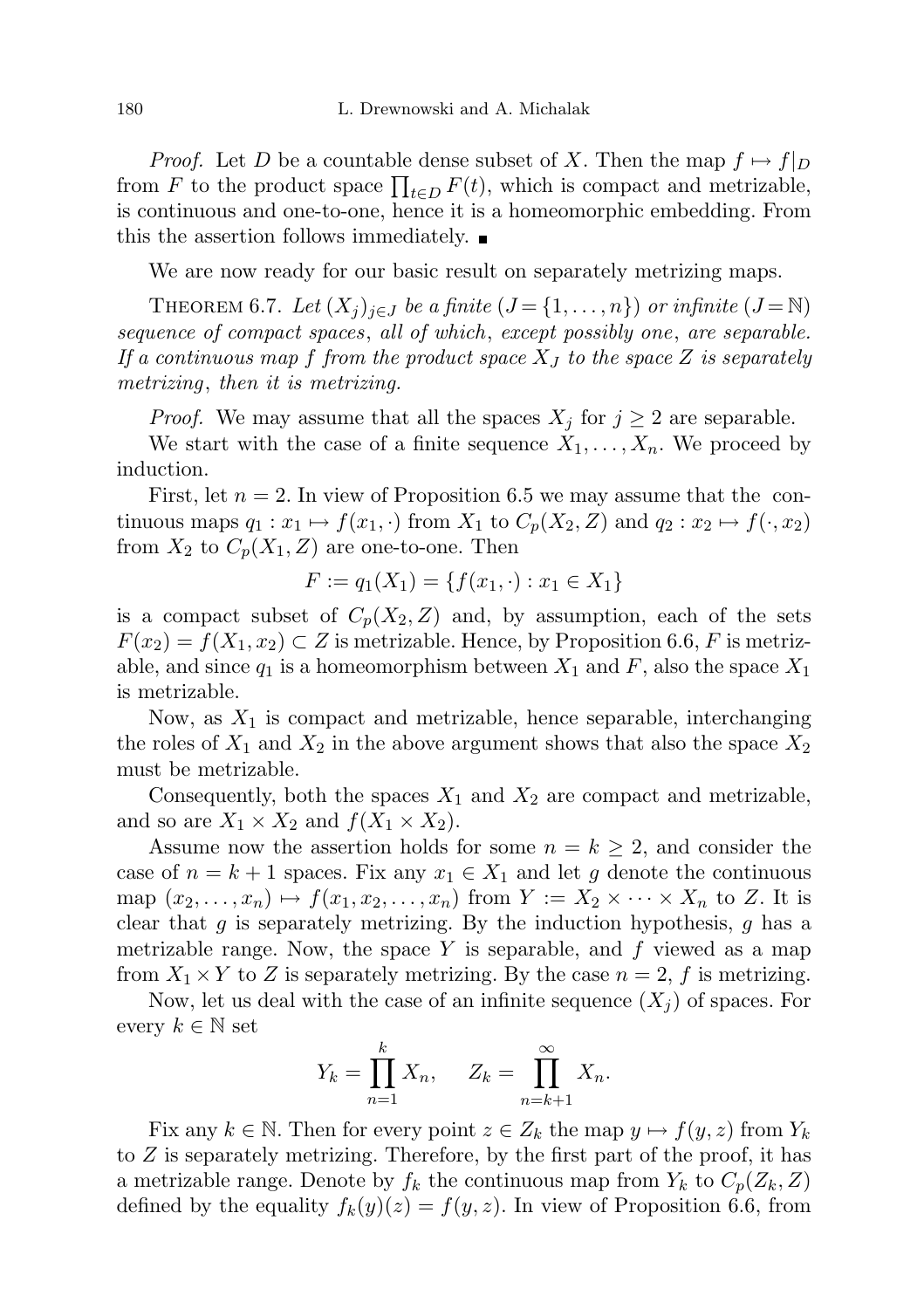*Proof.* Let $D$ be a countable dense subset of $X$. Then the map $f \mapsto f|_D$ from $F$ to the product space $\prod_{t\in D} F(t)$, which is compact and metrizable, is continuous and one-to-one, hence it is a homeomorphic embedding. From this the assertion follows immediately. ∎

We are now ready for our basic result on separately metrizing maps.

THEOREM 6.7. *Let $(X_j)_{j\in J}$ be a finite ($J = \{1,\dots,n\}$) or infinite ($J = \mathbb{N}$) sequence of compact spaces, all of which, except possibly one, are separable. If a continuous map $f$ from the product space $X_J$ to the space $Z$ is separately metrizing, then it is metrizing.*

*Proof.* We may assume that all the spaces $X_j$ for $j \geq 2$ are separable.

We start with the case of a finite sequence $X_1,\dots,X_n$. We proceed by induction.

First, let $n = 2$. In view of Proposition 6.5 we may assume that the continuous maps $q_1 : x_1 \mapsto f(x_1,\cdot)$ from $X_1$ to $C_p(X_2, Z)$ and $q_2 : x_2 \mapsto f(\cdot, x_2)$ from $X_2$ to $C_p(X_1, Z)$ are one-to-one. Then

$$F := q_1(X_1) = \{f(x_1,\cdot) : x_1 \in X_1\}$$

is a compact subset of $C_p(X_2, Z)$ and, by assumption, each of the sets $F(x_2) = f(X_1, x_2) \subset Z$ is metrizable. Hence, by Proposition 6.6, $F$ is metrizable, and since $q_1$ is a homeomorphism between $X_1$ and $F$, also the space $X_1$ is metrizable.

Now, as $X_1$ is compact and metrizable, hence separable, interchanging the roles of $X_1$ and $X_2$ in the above argument shows that also the space $X_2$ must be metrizable.

Consequently, both the spaces $X_1$ and $X_2$ are compact and metrizable, and so are $X_1 \times X_2$ and $f(X_1 \times X_2)$.

Assume now the assertion holds for some $n = k \geq 2$, and consider the case of $n = k + 1$ spaces. Fix any $x_1 \in X_1$ and let $g$ denote the continuous map $(x_2,\dots,x_n) \mapsto f(x_1, x_2,\dots,x_n)$ from $Y := X_2 \times \dots \times X_n$ to $Z$. It is clear that $g$ is separately metrizing. By the induction hypothesis, $g$ has a metrizable range. Now, the space $Y$ is separable, and $f$ viewed as a map from $X_1 \times Y$ to $Z$ is separately metrizing. By the case $n = 2$, $f$ is metrizing.

Now, let us deal with the case of an infinite sequence $(X_j)$ of spaces. For every $k \in \mathbb{N}$ set

$$Y_k = \prod_{n=1}^{k} X_n, \qquad Z_k = \prod_{n=k+1}^{\infty} X_n.$$

Fix any $k \in \mathbb{N}$. Then for every point $z \in Z_k$ the map $y \mapsto f(y, z)$ from $Y_k$ to $Z$ is separately metrizing. Therefore, by the first part of the proof, it has a metrizable range. Denote by $f_k$ the continuous map from $Y_k$ to $C_p(Z_k, Z)$ defined by the equality $f_k(y)(z) = f(y, z)$. In view of Proposition 6.6, from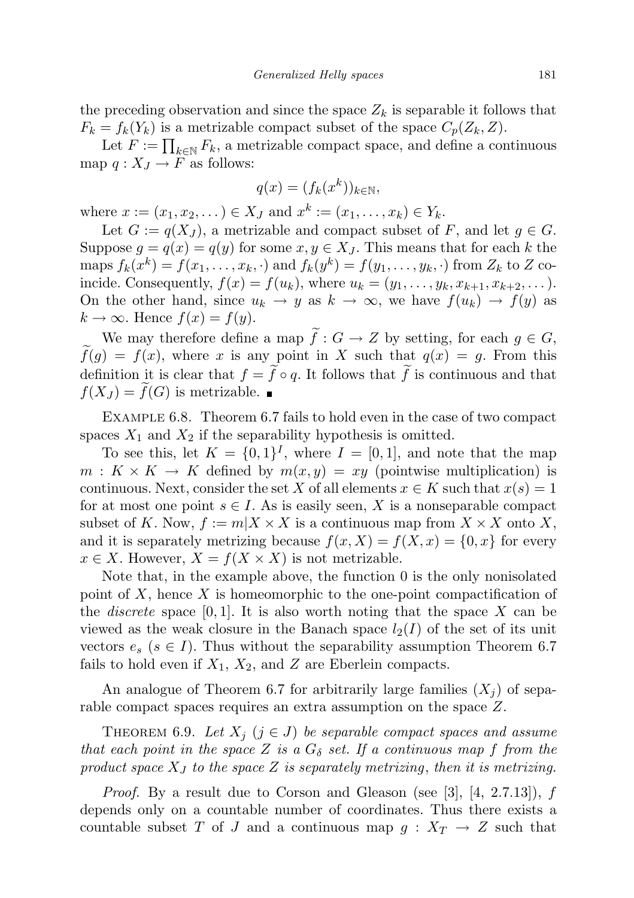the preceding observation and since the space $Z_k$ is separable it follows that $F_k = f_k(Y_k)$ is a metrizable compact subset of the space $C_p(Z_k, Z)$.

Let $F := \prod_{k\in\mathbb{N}} F_k$, a metrizable compact space, and define a continuous map $q : X_J \to F$ as follows:

$$q(x) = (f_k(x^k))_{k\in\mathbb{N}},$$

where $x := (x_1, x_2, \dots) \in X_J$ and $x^k := (x_1, \dots, x_k) \in Y_k$.

Let $G := q(X_J)$, a metrizable and compact subset of $F$, and let $g \in G$. Suppose $g = q(x) = q(y)$ for some $x, y \in X_J$. This means that for each $k$ the maps $f_k(x^k) = f(x_1, \dots, x_k, \cdot)$ and $f_k(y^k) = f(y_1, \dots, y_k, \cdot)$ from $Z_k$ to $Z$ coincide. Consequently, $f(x) = f(u_k)$, where $u_k = (y_1, \dots, y_k, x_{k+1}, x_{k+2}, \dots)$. On the other hand, since $u_k \to y$ as $k \to \infty$, we have $f(u_k) \to f(y)$ as $k \to \infty$. Hence $f(x) = f(y)$.

We may therefore define a map $\widetilde{f} : G \to Z$ by setting, for each $g \in G$, $\widetilde{f}(g) = f(x)$, where $x$ is any point in $X$ such that $q(x) = g$. From this definition it is clear that $f = \widetilde{f} \circ q$. It follows that $\widetilde{f}$ is continuous and that $f(X_J) = \widetilde{f}(G)$ is metrizable. ∎

Example 6.8. Theorem 6.7 fails to hold even in the case of two compact spaces $X_1$ and $X_2$ if the separability hypothesis is omitted.

To see this, let $K = \{0,1\}^I$, where $I = [0,1]$, and note that the map $m : K \times K \to K$ defined by $m(x,y) = xy$ (pointwise multiplication) is continuous. Next, consider the set $X$ of all elements $x \in K$ such that $x(s) = 1$ for at most one point $s \in I$. As is easily seen, $X$ is a nonseparable compact subset of $K$. Now, $f := m|X \times X$ is a continuous map from $X \times X$ onto $X$, and it is separately metrizing because $f(x, X) = f(X, x) = \{0, x\}$ for every $x \in X$. However, $X = f(X \times X)$ is not metrizable.

Note that, in the example above, the function 0 is the only nonisolated point of $X$, hence $X$ is homeomorphic to the one-point compactification of the *discrete* space $[0,1]$. It is also worth noting that the space $X$ can be viewed as the weak closure in the Banach space $l_2(I)$ of the set of its unit vectors $e_s$ $(s \in I)$. Thus without the separability assumption Theorem 6.7 fails to hold even if $X_1$, $X_2$, and $Z$ are Eberlein compacts.

An analogue of Theorem 6.7 for arbitrarily large families $(X_j)$ of separable compact spaces requires an extra assumption on the space $Z$.

Theorem 6.9. *Let $X_j$ $(j \in J)$ be separable compact spaces and assume that each point in the space $Z$ is a $G_\delta$ set. If a continuous map $f$ from the product space $X_J$ to the space $Z$ is separately metrizing, then it is metrizing.*

*Proof.* By a result due to Corson and Gleason (see [3], [4, 2.7.13]), $f$ depends only on a countable number of coordinates. Thus there exists a countable subset $T$ of $J$ and a continuous map $g : X_T \to Z$ such that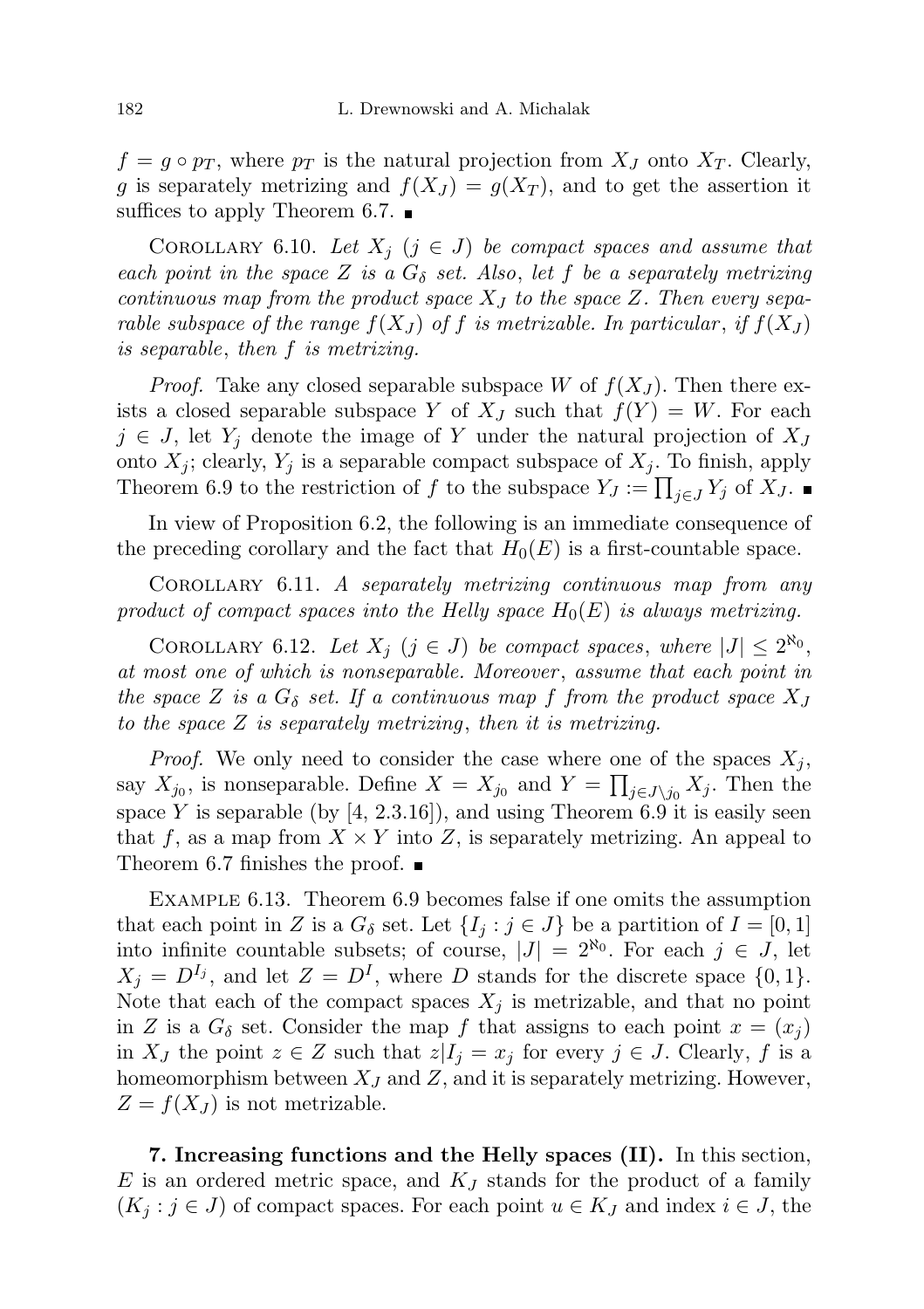$f = g \circ p_T$, where $p_T$ is the natural projection from $X_J$ onto $X_T$. Clearly, $g$ is separately metrizing and $f(X_J) = g(X_T)$, and to get the assertion it suffices to apply Theorem 6.7. ∎

COROLLARY 6.10. *Let $X_j$ $(j \in J)$ be compact spaces and assume that each point in the space $Z$ is a $G_\delta$ set. Also, let $f$ be a separately metrizing continuous map from the product space $X_J$ to the space $Z$. Then every separable subspace of the range $f(X_J)$ of $f$ is metrizable. In particular, if $f(X_J)$ is separable, then $f$ is metrizing.*

*Proof.* Take any closed separable subspace $W$ of $f(X_J)$. Then there exists a closed separable subspace $Y$ of $X_J$ such that $f(Y) = W$. For each $j \in J$, let $Y_j$ denote the image of $Y$ under the natural projection of $X_J$ onto $X_j$; clearly, $Y_j$ is a separable compact subspace of $X_j$. To finish, apply Theorem 6.9 to the restriction of $f$ to the subspace $Y_J := \prod_{j\in J} Y_j$ of $X_J$. ∎

In view of Proposition 6.2, the following is an immediate consequence of the preceding corollary and the fact that $H_0(E)$ is a first-countable space.

COROLLARY 6.11. *A separately metrizing continuous map from any product of compact spaces into the Helly space $H_0(E)$ is always metrizing.*

COROLLARY 6.12. *Let $X_j$ $(j \in J)$ be compact spaces, where $|J| \le 2^{\aleph_0}$, at most one of which is nonseparable. Moreover, assume that each point in the space $Z$ is a $G_\delta$ set. If a continuous map $f$ from the product space $X_J$ to the space $Z$ is separately metrizing, then it is metrizing.*

*Proof.* We only need to consider the case where one of the spaces $X_j$, say $X_{j_0}$, is nonseparable. Define $X = X_{j_0}$ and $Y = \prod_{j\in J\setminus j_0} X_j$. Then the space $Y$ is separable (by [4, 2.3.16]), and using Theorem 6.9 it is easily seen that $f$, as a map from $X \times Y$ into $Z$, is separately metrizing. An appeal to Theorem 6.7 finishes the proof. ∎

EXAMPLE 6.13. Theorem 6.9 becomes false if one omits the assumption that each point in $Z$ is a $G_\delta$ set. Let $\{I_j : j \in J\}$ be a partition of $I = [0, 1]$ into infinite countable subsets; of course, $|J| = 2^{\aleph_0}$. For each $j \in J$, let $X_j = D^{I_j}$, and let $Z = D^I$, where $D$ stands for the discrete space $\{0, 1\}$. Note that each of the compact spaces $X_j$ is metrizable, and that no point in $Z$ is a $G_\delta$ set. Consider the map $f$ that assigns to each point $x = (x_j)$ in $X_J$ the point $z \in Z$ such that $z|I_j = x_j$ for every $j \in J$. Clearly, $f$ is a homeomorphism between $X_J$ and $Z$, and it is separately metrizing. However, $Z = f(X_J)$ is not metrizable.

**7. Increasing functions and the Helly spaces (II).** In this section, $E$ is an ordered metric space, and $K_J$ stands for the product of a family $(K_j : j \in J)$ of compact spaces. For each point $u \in K_J$ and index $i \in J$, the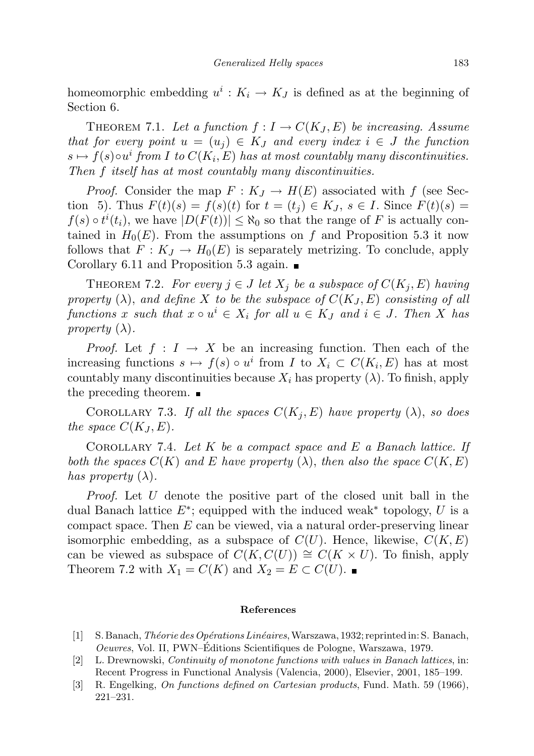homeomorphic embedding $u^i : K_i \to K_J$ is defined as at the beginning of Section 6.

THEOREM 7.1. *Let a function $f : I \to C(K_J, E)$ be increasing. Assume that for every point $u = (u_j) \in K_J$ and every index $i \in J$ the function $s \mapsto f(s) \circ u^i$ from $I$ to $C(K_i, E)$ has at most countably many discontinuities. Then $f$ itself has at most countably many discontinuities.*

*Proof.* Consider the map $F : K_J \to H(E)$ associated with $f$ (see Section 5). Thus $F(t)(s) = f(s)(t)$ for $t = (t_j) \in K_J$, $s \in I$. Since $F(t)(s) = f(s) \circ t^i(t_i)$, we have $|D(F(t))| \le \aleph_0$ so that the range of $F$ is actually contained in $H_0(E)$. From the assumptions on $f$ and Proposition 5.3 it now follows that $F : K_J \to H_0(E)$ is separately metrizing. To conclude, apply Corollary 6.11 and Proposition 5.3 again. ∎

THEOREM 7.2. *For every $j \in J$ let $X_j$ be a subspace of $C(K_j, E)$ having property ($\lambda$), and define $X$ to be the subspace of $C(K_J, E)$ consisting of all functions $x$ such that $x \circ u^i \in X_i$ for all $u \in K_J$ and $i \in J$. Then $X$ has property ($\lambda$).*

*Proof.* Let $f : I \to X$ be an increasing function. Then each of the increasing functions $s \mapsto f(s) \circ u^i$ from $I$ to $X_i \subset C(K_i, E)$ has at most countably many discontinuities because $X_i$ has property ($\lambda$). To finish, apply the preceding theorem. ∎

COROLLARY 7.3. *If all the spaces $C(K_j, E)$ have property ($\lambda$), so does the space $C(K_J, E)$.*

COROLLARY 7.4. *Let $K$ be a compact space and $E$ a Banach lattice. If both the spaces $C(K)$ and $E$ have property ($\lambda$), then also the space $C(K, E)$ has property ($\lambda$).*

*Proof.* Let $U$ denote the positive part of the closed unit ball in the dual Banach lattice $E^*$; equipped with the induced weak* topology, $U$ is a compact space. Then $E$ can be viewed, via a natural order-preserving linear isomorphic embedding, as a subspace of $C(U)$. Hence, likewise, $C(K, E)$ can be viewed as subspace of $C(K, C(U)) \cong C(K \times U)$. To finish, apply Theorem 7.2 with $X_1 = C(K)$ and $X_2 = E \subset C(U)$. ∎

## References

[1] S. Banach, *Théorie des Opérations Linéaires*, Warszawa, 1932; reprinted in: S. Banach, *Oeuvres*, Vol. II, PWN–Éditions Scientifiques de Pologne, Warszawa, 1979.

[2] L. Drewnowski, *Continuity of monotone functions with values in Banach lattices*, in: Recent Progress in Functional Analysis (Valencia, 2000), Elsevier, 2001, 185–199.

[3] R. Engelking, *On functions defined on Cartesian products*, Fund. Math. 59 (1966), 221–231.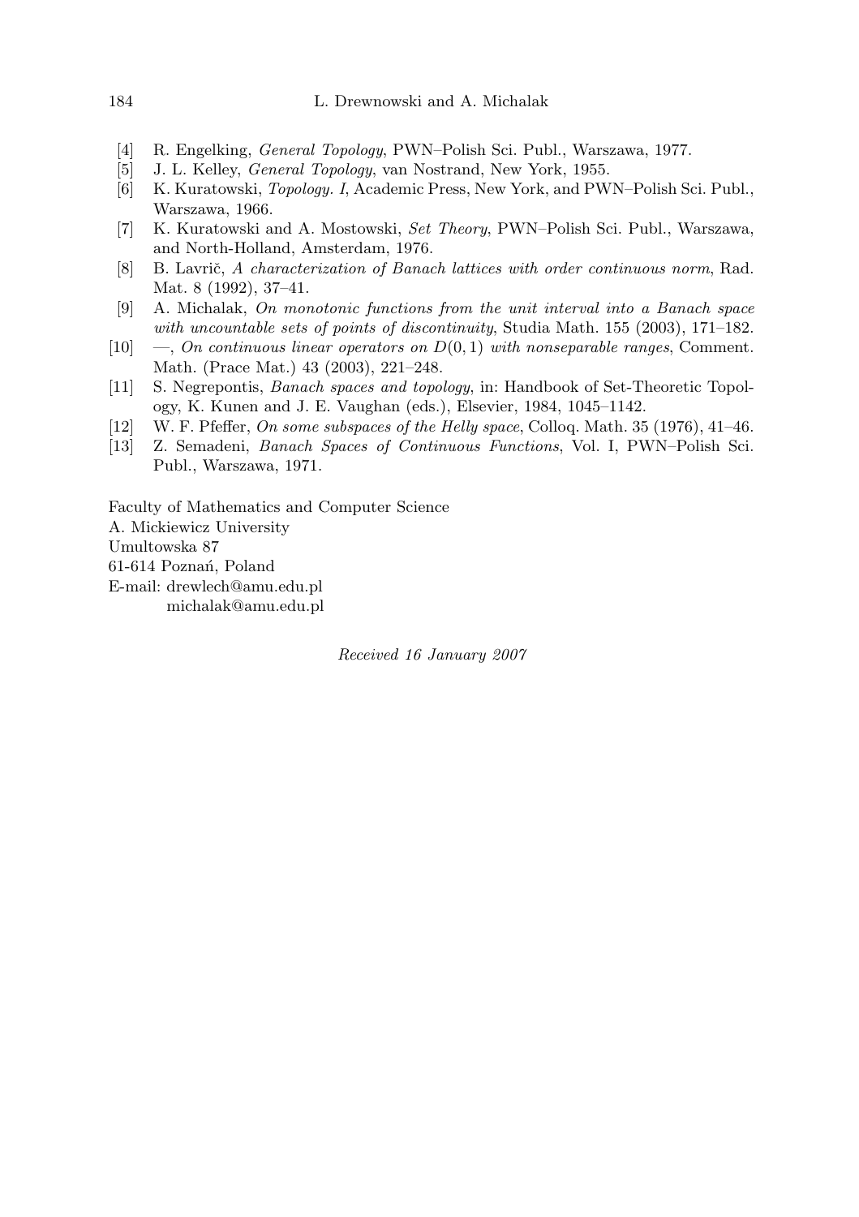[4] R. Engelking, *General Topology*, PWN–Polish Sci. Publ., Warszawa, 1977.

[5] J. L. Kelley, *General Topology*, van Nostrand, New York, 1955.

[6] K. Kuratowski, *Topology. I*, Academic Press, New York, and PWN–Polish Sci. Publ., Warszawa, 1966.

[7] K. Kuratowski and A. Mostowski, *Set Theory*, PWN–Polish Sci. Publ., Warszawa, and North-Holland, Amsterdam, 1976.

[8] B. Lavrič, *A characterization of Banach lattices with order continuous norm*, Rad. Mat. 8 (1992), 37–41.

[9] A. Michalak, *On monotonic functions from the unit interval into a Banach space with uncountable sets of points of discontinuity*, Studia Math. 155 (2003), 171–182.

[10] —, *On continuous linear operators on $D(0,1)$ with nonseparable ranges*, Comment. Math. (Prace Mat.) 43 (2003), 221–248.

[11] S. Negrepontis, *Banach spaces and topology*, in: Handbook of Set-Theoretic Topology, K. Kunen and J. E. Vaughan (eds.), Elsevier, 1984, 1045–1142.

[12] W. F. Pfeffer, *On some subspaces of the Helly space*, Colloq. Math. 35 (1976), 41–46.

[13] Z. Semadeni, *Banach Spaces of Continuous Functions*, Vol. I, PWN–Polish Sci. Publ., Warszawa, 1971.

Faculty of Mathematics and Computer Science
A. Mickiewicz University
Umultowska 87
61-614 Poznań, Poland
E-mail: drewlech@amu.edu.pl
michalak@amu.edu.pl

*Received 16 January 2007*